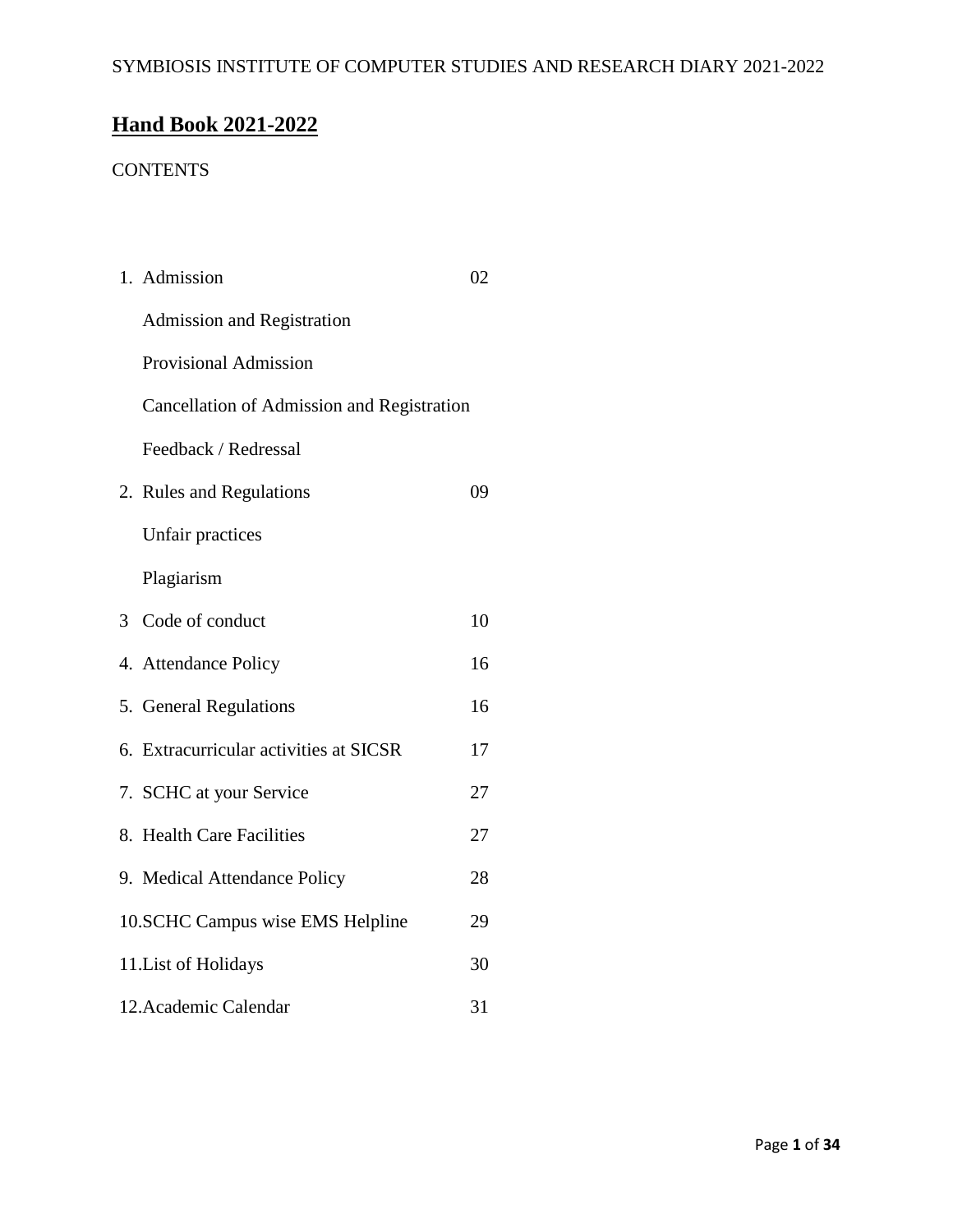## Hand Book 2021-2022

CONTENTS

| | | |
|---|---|---|
| 1. | Admission | 02 |
| | Admission and Registration | |
| | Provisional Admission | |
| | Cancellation of Admission and Registration | |
| | Feedback / Redressal | |
| 2. | Rules and Regulations | 09 |
| | Unfair practices | |
| | Plagiarism | |
| 3 | Code of conduct | 10 |
| 4. | Attendance Policy | 16 |
| 5. | General Regulations | 16 |
| 6. | Extracurricular activities at SICSR | 17 |
| 7. | SCHC at your Service | 27 |
| 8. | Health Care Facilities | 27 |
| 9. | Medical Attendance Policy | 28 |
| 10. | SCHC Campus wise EMS Helpline | 29 |
| 11. | List of Holidays | 30 |
| 12. | Academic Calendar | 31 |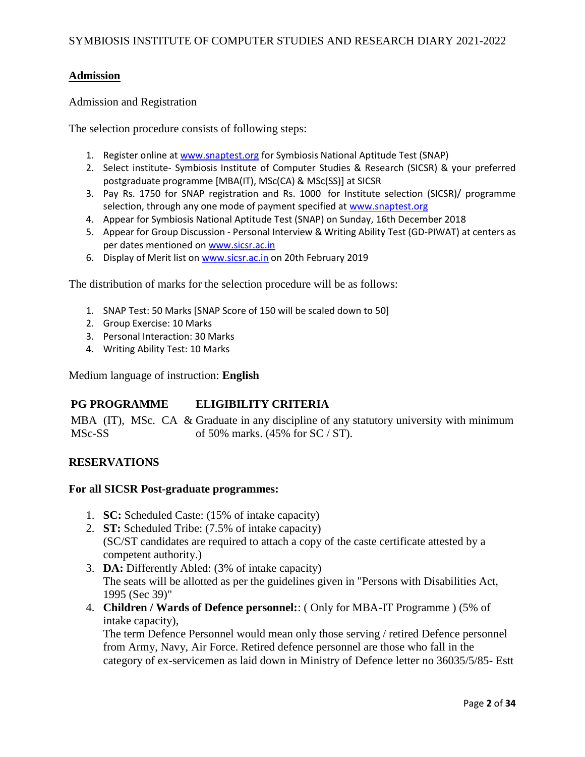## Admission

Admission and Registration

The selection procedure consists of following steps:

1. Register online at www.snaptest.org for Symbiosis National Aptitude Test (SNAP)
2. Select institute- Symbiosis Institute of Computer Studies & Research (SICSR) & your preferred postgraduate programme [MBA(IT), MSc(CA) & MSc(SS)] at SICSR
3. Pay Rs. 1750 for SNAP registration and Rs. 1000 for Institute selection (SICSR)/ programme selection, through any one mode of payment specified at www.snaptest.org
4. Appear for Symbiosis National Aptitude Test (SNAP) on Sunday, 16th December 2018
5. Appear for Group Discussion - Personal Interview & Writing Ability Test (GD-PIWAT) at centers as per dates mentioned on www.sicsr.ac.in
6. Display of Merit list on www.sicsr.ac.in on 20th February 2019

The distribution of marks for the selection procedure will be as follows:

1. SNAP Test: 50 Marks [SNAP Score of 150 will be scaled down to 50]
2. Group Exercise: 10 Marks
3. Personal Interaction: 30 Marks
4. Writing Ability Test: 10 Marks

Medium language of instruction: **English**

| PG PROGRAMME | ELIGIBILITY CRITERIA |
|---|---|
| MBA (IT), MSc. CA & MSc-SS | Graduate in any discipline of any statutory university with minimum of 50% marks. (45% for SC / ST). |

### RESERVATIONS

**For all SICSR Post-graduate programmes:**

1. **SC:** Scheduled Caste: (15% of intake capacity)
2. **ST:** Scheduled Tribe: (7.5% of intake capacity)
   (SC/ST candidates are required to attach a copy of the caste certificate attested by a competent authority.)
3. **DA:** Differently Abled: (3% of intake capacity)
   The seats will be allotted as per the guidelines given in "Persons with Disabilities Act, 1995 (Sec 39)"
4. **Children / Wards of Defence personnel:**: ( Only for MBA-IT Programme ) (5% of intake capacity),
   The term Defence Personnel would mean only those serving / retired Defence personnel from Army, Navy, Air Force. Retired defence personnel are those who fall in the category of ex-servicemen as laid down in Ministry of Defence letter no 36035/5/85- Estt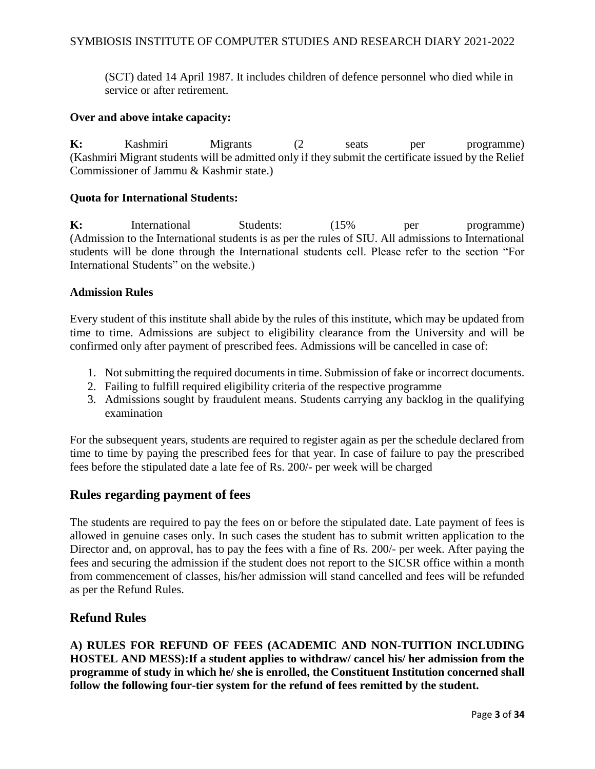(SCT) dated 14 April 1987. It includes children of defence personnel who died while in service or after retirement.

**Over and above intake capacity:**

**K:** Kashmiri Migrants (2 seats per programme) (Kashmiri Migrant students will be admitted only if they submit the certificate issued by the Relief Commissioner of Jammu & Kashmir state.)

**Quota for International Students:**

**K:** International Students: (15% per programme) (Admission to the International students is as per the rules of SIU. All admissions to International students will be done through the International students cell. Please refer to the section "For International Students" on the website.)

**Admission Rules**

Every student of this institute shall abide by the rules of this institute, which may be updated from time to time. Admissions are subject to eligibility clearance from the University and will be confirmed only after payment of prescribed fees. Admissions will be cancelled in case of:

1. Not submitting the required documents in time. Submission of fake or incorrect documents.
2. Failing to fulfill required eligibility criteria of the respective programme
3. Admissions sought by fraudulent means. Students carrying any backlog in the qualifying examination

For the subsequent years, students are required to register again as per the schedule declared from time to time by paying the prescribed fees for that year. In case of failure to pay the prescribed fees before the stipulated date a late fee of Rs. 200/- per week will be charged

## Rules regarding payment of fees

The students are required to pay the fees on or before the stipulated date. Late payment of fees is allowed in genuine cases only. In such cases the student has to submit written application to the Director and, on approval, has to pay the fees with a fine of Rs. 200/- per week. After paying the fees and securing the admission if the student does not report to the SICSR office within a month from commencement of classes, his/her admission will stand cancelled and fees will be refunded as per the Refund Rules.

## Refund Rules

**A) RULES FOR REFUND OF FEES (ACADEMIC AND NON-TUITION INCLUDING HOSTEL AND MESS):If a student applies to withdraw/ cancel his/ her admission from the programme of study in which he/ she is enrolled, the Constituent Institution concerned shall follow the following four-tier system for the refund of fees remitted by the student.**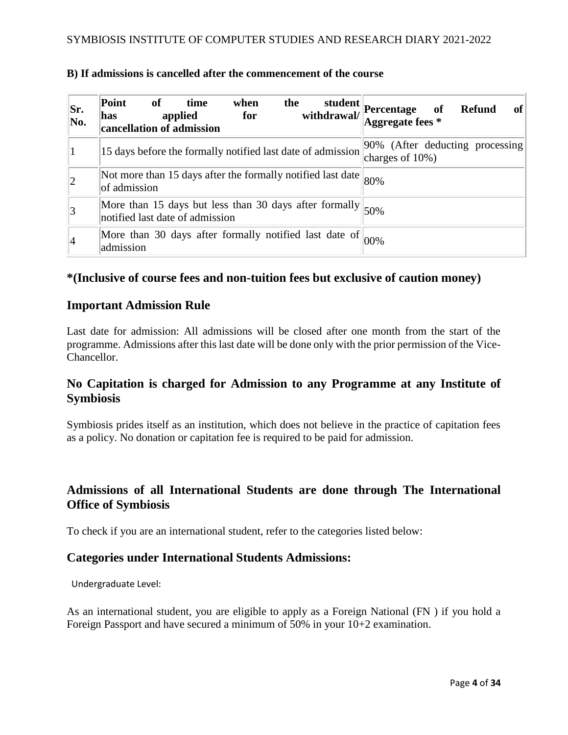**B) If admissions is cancelled after the commencement of the course**

| Sr. No. | Point of time when the student has applied for withdrawal/ cancellation of admission | Percentage of Refund of Aggregate fees * |
|---|---|---|
| 1 | 15 days before the formally notified last date of admission | 90% (After deducting processing charges of 10%) |
| 2 | Not more than 15 days after the formally notified last date of admission | 80% |
| 3 | More than 15 days but less than 30 days after formally notified last date of admission | 50% |
| 4 | More than 30 days after formally notified last date of admission | 00% |

**\*(Inclusive of course fees and non-tuition fees but exclusive of caution money)**

## Important Admission Rule

Last date for admission: All admissions will be closed after one month from the start of the programme. Admissions after this last date will be done only with the prior permission of the Vice-Chancellor.

## No Capitation is charged for Admission to any Programme at any Institute of Symbiosis

Symbiosis prides itself as an institution, which does not believe in the practice of capitation fees as a policy. No donation or capitation fee is required to be paid for admission.

## Admissions of all International Students are done through The International Office of Symbiosis

To check if you are an international student, refer to the categories listed below:

## Categories under International Students Admissions:

Undergraduate Level:

As an international student, you are eligible to apply as a Foreign National (FN ) if you hold a Foreign Passport and have secured a minimum of 50% in your 10+2 examination.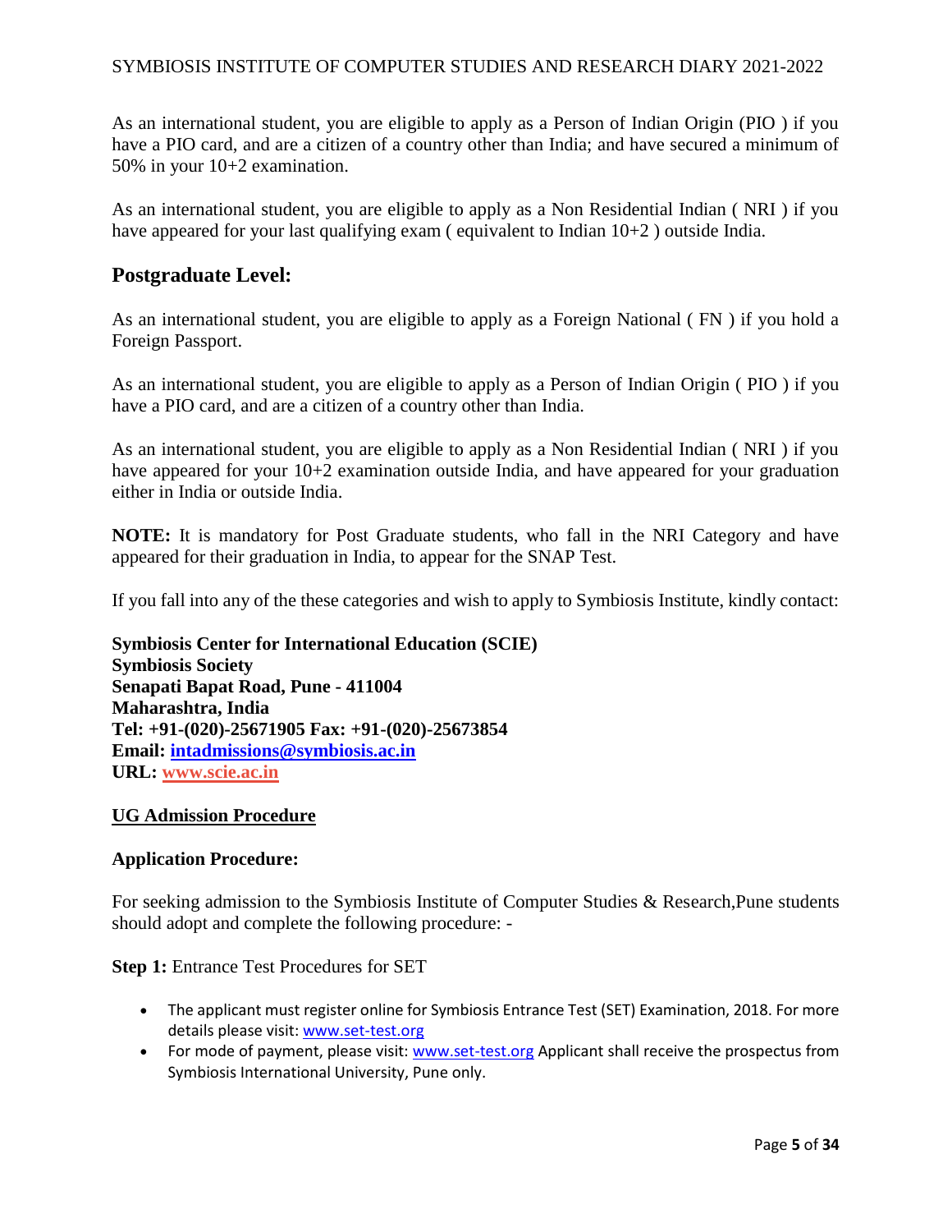As an international student, you are eligible to apply as a Person of Indian Origin (PIO ) if you have a PIO card, and are a citizen of a country other than India; and have secured a minimum of 50% in your 10+2 examination.

As an international student, you are eligible to apply as a Non Residential Indian ( NRI ) if you have appeared for your last qualifying exam ( equivalent to Indian 10+2 ) outside India.

## Postgraduate Level:

As an international student, you are eligible to apply as a Foreign National ( FN ) if you hold a Foreign Passport.

As an international student, you are eligible to apply as a Person of Indian Origin ( PIO ) if you have a PIO card, and are a citizen of a country other than India.

As an international student, you are eligible to apply as a Non Residential Indian ( NRI ) if you have appeared for your 10+2 examination outside India, and have appeared for your graduation either in India or outside India.

**NOTE:** It is mandatory for Post Graduate students, who fall in the NRI Category and have appeared for their graduation in India, to appear for the SNAP Test.

If you fall into any of the these categories and wish to apply to Symbiosis Institute, kindly contact:

**Symbiosis Center for International Education (SCIE)**
**Symbiosis Society**
**Senapati Bapat Road, Pune - 411004**
**Maharashtra, India**
**Tel: +91-(020)-25671905 Fax: +91-(020)-25673854**
**Email: intadmissions@symbiosis.ac.in**
**URL: www.scie.ac.in**

**UG Admission Procedure**

**Application Procedure:**

For seeking admission to the Symbiosis Institute of Computer Studies & Research,Pune students should adopt and complete the following procedure: -

**Step 1:** Entrance Test Procedures for SET

- The applicant must register online for Symbiosis Entrance Test (SET) Examination, 2018. For more details please visit: www.set-test.org
- For mode of payment, please visit: www.set-test.org Applicant shall receive the prospectus from Symbiosis International University, Pune only.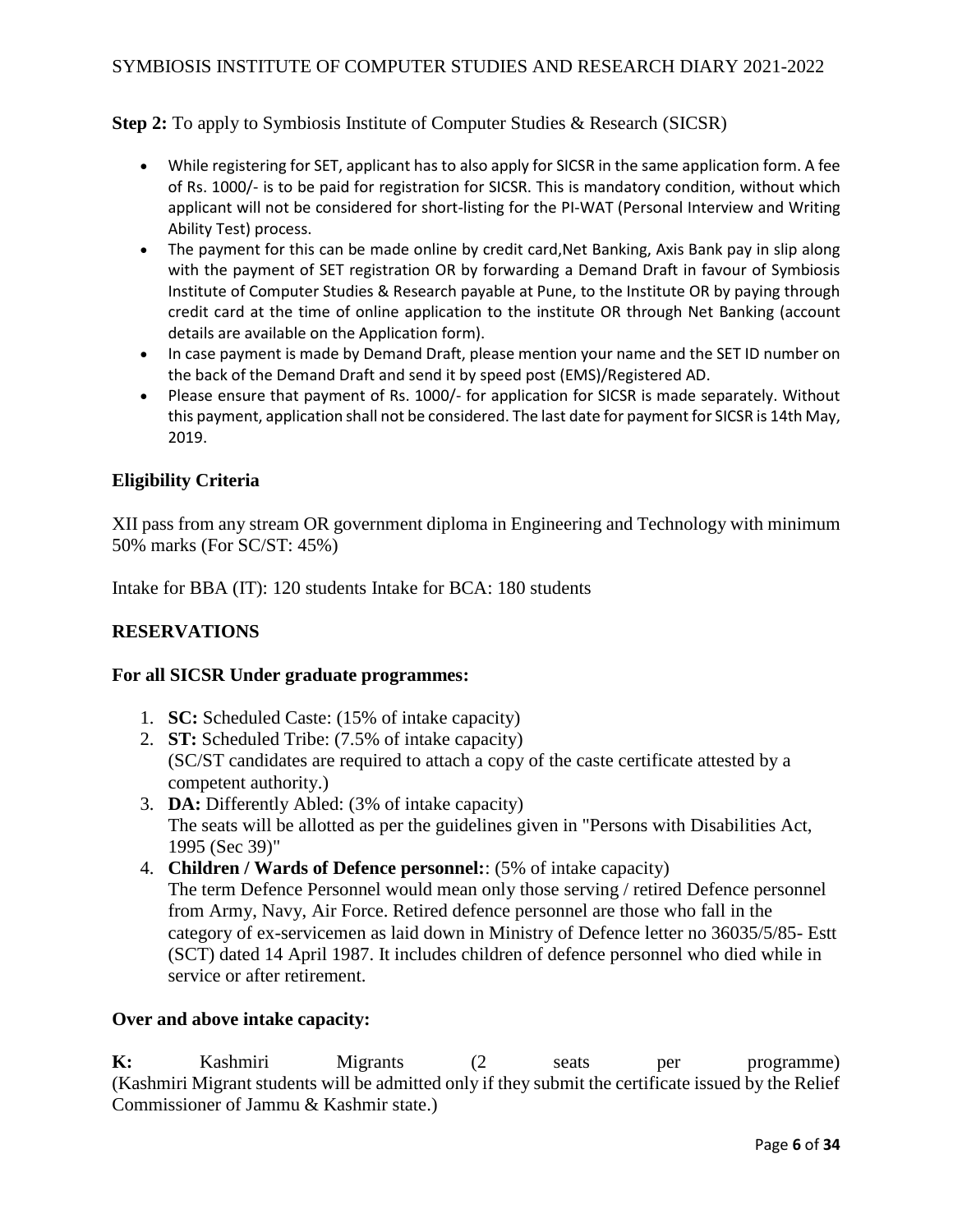**Step 2:** To apply to Symbiosis Institute of Computer Studies & Research (SICSR)

- While registering for SET, applicant has to also apply for SICSR in the same application form. A fee of Rs. 1000/- is to be paid for registration for SICSR. This is mandatory condition, without which applicant will not be considered for short-listing for the PI-WAT (Personal Interview and Writing Ability Test) process.
- The payment for this can be made online by credit card,Net Banking, Axis Bank pay in slip along with the payment of SET registration OR by forwarding a Demand Draft in favour of Symbiosis Institute of Computer Studies & Research payable at Pune, to the Institute OR by paying through credit card at the time of online application to the institute OR through Net Banking (account details are available on the Application form).
- In case payment is made by Demand Draft, please mention your name and the SET ID number on the back of the Demand Draft and send it by speed post (EMS)/Registered AD.
- Please ensure that payment of Rs. 1000/- for application for SICSR is made separately. Without this payment, application shall not be considered. The last date for payment for SICSR is 14th May, 2019.

## Eligibility Criteria

XII pass from any stream OR government diploma in Engineering and Technology with minimum 50% marks (For SC/ST: 45%)

Intake for BBA (IT): 120 students Intake for BCA: 180 students

## RESERVATIONS

### For all SICSR Under graduate programmes:

1. **SC:** Scheduled Caste: (15% of intake capacity)
2. **ST:** Scheduled Tribe: (7.5% of intake capacity)
   (SC/ST candidates are required to attach a copy of the caste certificate attested by a competent authority.)
3. **DA:** Differently Abled: (3% of intake capacity)
   The seats will be allotted as per the guidelines given in "Persons with Disabilities Act, 1995 (Sec 39)"
4. **Children / Wards of Defence personnel:**: (5% of intake capacity)
   The term Defence Personnel would mean only those serving / retired Defence personnel from Army, Navy, Air Force. Retired defence personnel are those who fall in the category of ex-servicemen as laid down in Ministry of Defence letter no 36035/5/85- Estt (SCT) dated 14 April 1987. It includes children of defence personnel who died while in service or after retirement.

### Over and above intake capacity:

**K:** Kashmiri Migrants (2 seats per programme)
(Kashmiri Migrant students will be admitted only if they submit the certificate issued by the Relief Commissioner of Jammu & Kashmir state.)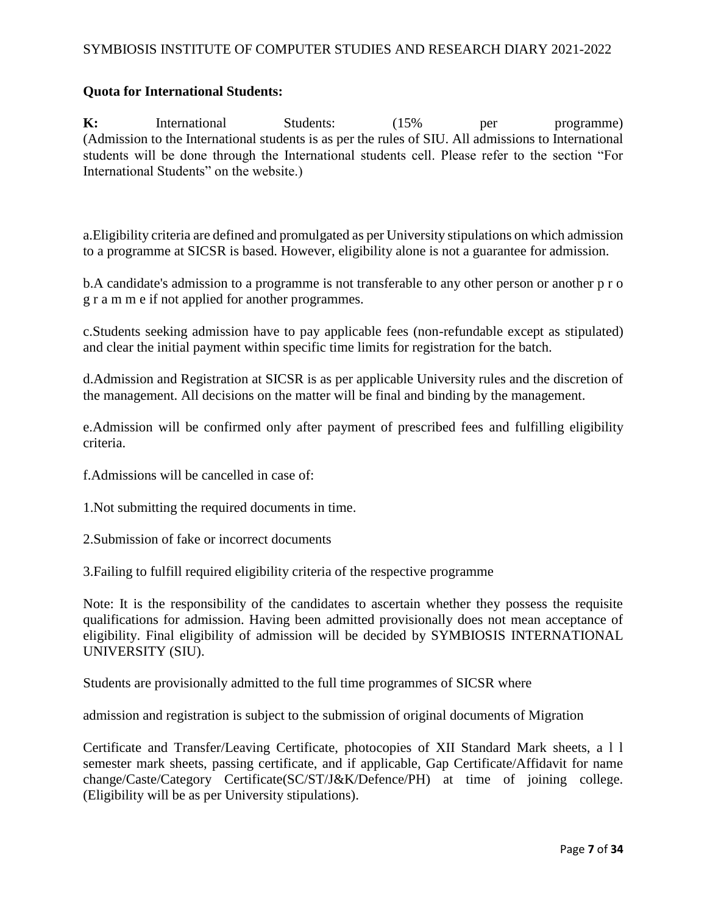**Quota for International Students:**

**K:** International Students: (15% per programme) (Admission to the International students is as per the rules of SIU. All admissions to International students will be done through the International students cell. Please refer to the section "For International Students" on the website.)

a.Eligibility criteria are defined and promulgated as per University stipulations on which admission to a programme at SICSR is based. However, eligibility alone is not a guarantee for admission.

b.A candidate's admission to a programme is not transferable to any other person or another p r o g r a m m e if not applied for another programmes.

c.Students seeking admission have to pay applicable fees (non-refundable except as stipulated) and clear the initial payment within specific time limits for registration for the batch.

d.Admission and Registration at SICSR is as per applicable University rules and the discretion of the management. All decisions on the matter will be final and binding by the management.

e.Admission will be confirmed only after payment of prescribed fees and fulfilling eligibility criteria.

f.Admissions will be cancelled in case of:

1.Not submitting the required documents in time.

2.Submission of fake or incorrect documents

3.Failing to fulfill required eligibility criteria of the respective programme

Note: It is the responsibility of the candidates to ascertain whether they possess the requisite qualifications for admission. Having been admitted provisionally does not mean acceptance of eligibility. Final eligibility of admission will be decided by SYMBIOSIS INTERNATIONAL UNIVERSITY (SIU).

Students are provisionally admitted to the full time programmes of SICSR where

admission and registration is subject to the submission of original documents of Migration

Certificate and Transfer/Leaving Certificate, photocopies of XII Standard Mark sheets, a l l semester mark sheets, passing certificate, and if applicable, Gap Certificate/Affidavit for name change/Caste/Category Certificate(SC/ST/J&K/Defence/PH) at time of joining college. (Eligibility will be as per University stipulations).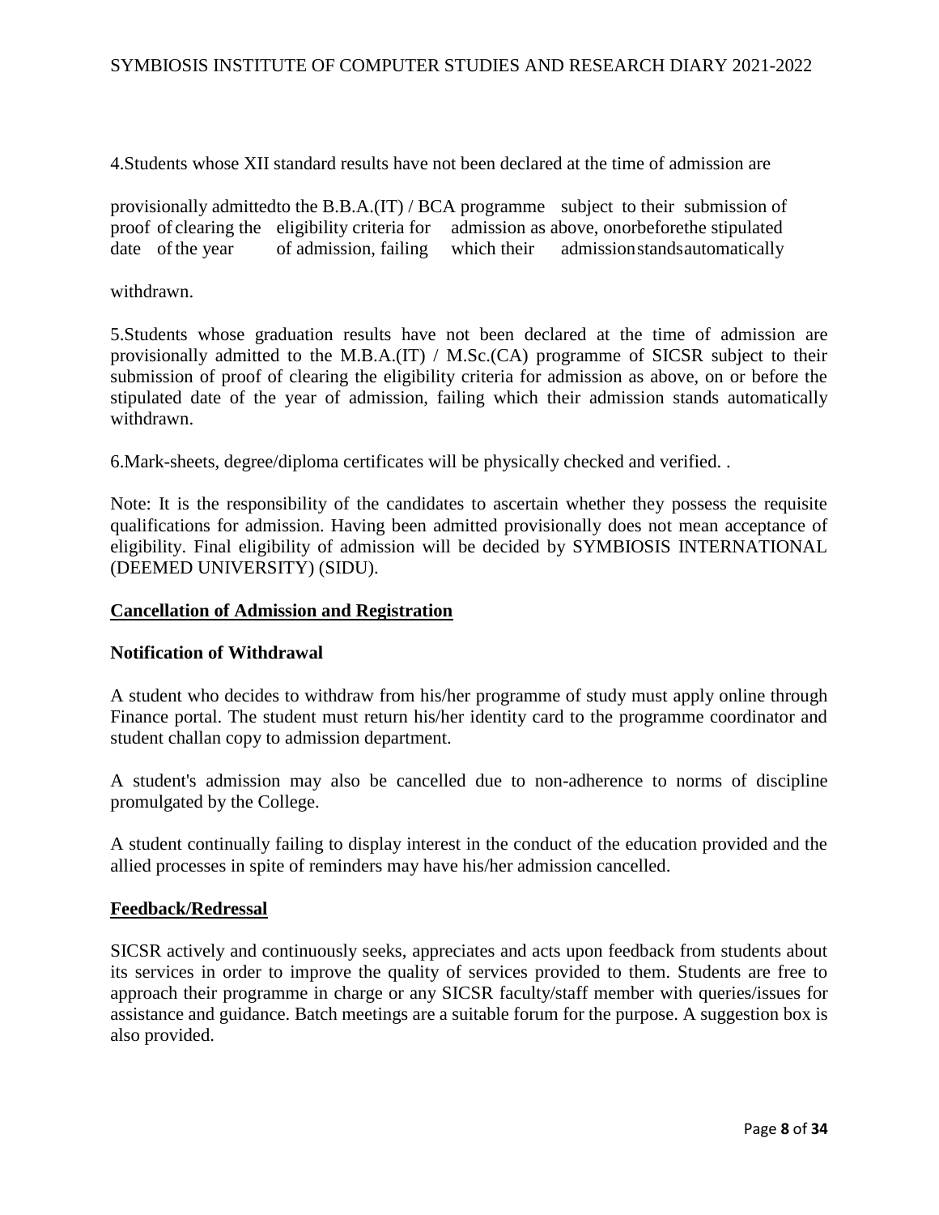4.Students whose XII standard results have not been declared at the time of admission are

provisionally admittedto the B.B.A.(IT) / BCA programme subject to their submission of proof of clearing the eligibility criteria for admission as above, onorbeforethe stipulated date of the year of admission, failing which their admissionstandsautomatically

withdrawn.

5.Students whose graduation results have not been declared at the time of admission are provisionally admitted to the M.B.A.(IT) / M.Sc.(CA) programme of SICSR subject to their submission of proof of clearing the eligibility criteria for admission as above, on or before the stipulated date of the year of admission, failing which their admission stands automatically withdrawn.

6.Mark-sheets, degree/diploma certificates will be physically checked and verified. .

Note: It is the responsibility of the candidates to ascertain whether they possess the requisite qualifications for admission. Having been admitted provisionally does not mean acceptance of eligibility. Final eligibility of admission will be decided by SYMBIOSIS INTERNATIONAL (DEEMED UNIVERSITY) (SIDU).

## Cancellation of Admission and Registration

### Notification of Withdrawal

A student who decides to withdraw from his/her programme of study must apply online through Finance portal. The student must return his/her identity card to the programme coordinator and student challan copy to admission department.

A student's admission may also be cancelled due to non-adherence to norms of discipline promulgated by the College.

A student continually failing to display interest in the conduct of the education provided and the allied processes in spite of reminders may have his/her admission cancelled.

## Feedback/Redressal

SICSR actively and continuously seeks, appreciates and acts upon feedback from students about its services in order to improve the quality of services provided to them. Students are free to approach their programme in charge or any SICSR faculty/staff member with queries/issues for assistance and guidance. Batch meetings are a suitable forum for the purpose. A suggestion box is also provided.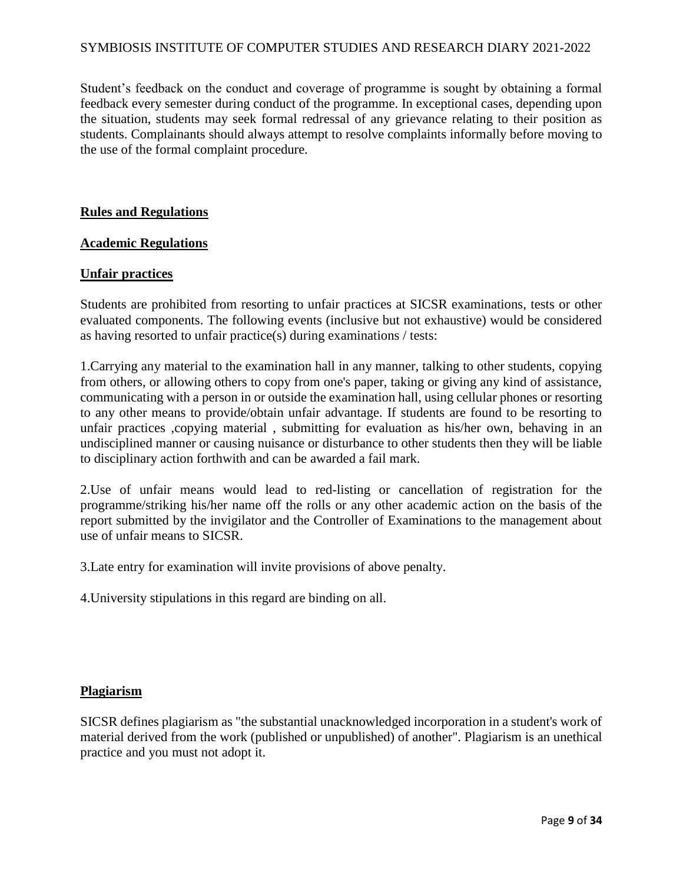Student's feedback on the conduct and coverage of programme is sought by obtaining a formal feedback every semester during conduct of the programme. In exceptional cases, depending upon the situation, students may seek formal redressal of any grievance relating to their position as students. Complainants should always attempt to resolve complaints informally before moving to the use of the formal complaint procedure.

## Rules and Regulations

### Academic Regulations

#### Unfair practices

Students are prohibited from resorting to unfair practices at SICSR examinations, tests or other evaluated components. The following events (inclusive but not exhaustive) would be considered as having resorted to unfair practice(s) during examinations / tests:

1.Carrying any material to the examination hall in any manner, talking to other students, copying from others, or allowing others to copy from one's paper, taking or giving any kind of assistance, communicating with a person in or outside the examination hall, using cellular phones or resorting to any other means to provide/obtain unfair advantage. If students are found to be resorting to unfair practices ,copying material , submitting for evaluation as his/her own, behaving in an undisciplined manner or causing nuisance or disturbance to other students then they will be liable to disciplinary action forthwith and can be awarded a fail mark.

2.Use of unfair means would lead to red-listing or cancellation of registration for the programme/striking his/her name off the rolls or any other academic action on the basis of the report submitted by the invigilator and the Controller of Examinations to the management about use of unfair means to SICSR.

3.Late entry for examination will invite provisions of above penalty.

4.University stipulations in this regard are binding on all.

#### Plagiarism

SICSR defines plagiarism as "the substantial unacknowledged incorporation in a student's work of material derived from the work (published or unpublished) of another". Plagiarism is an unethical practice and you must not adopt it.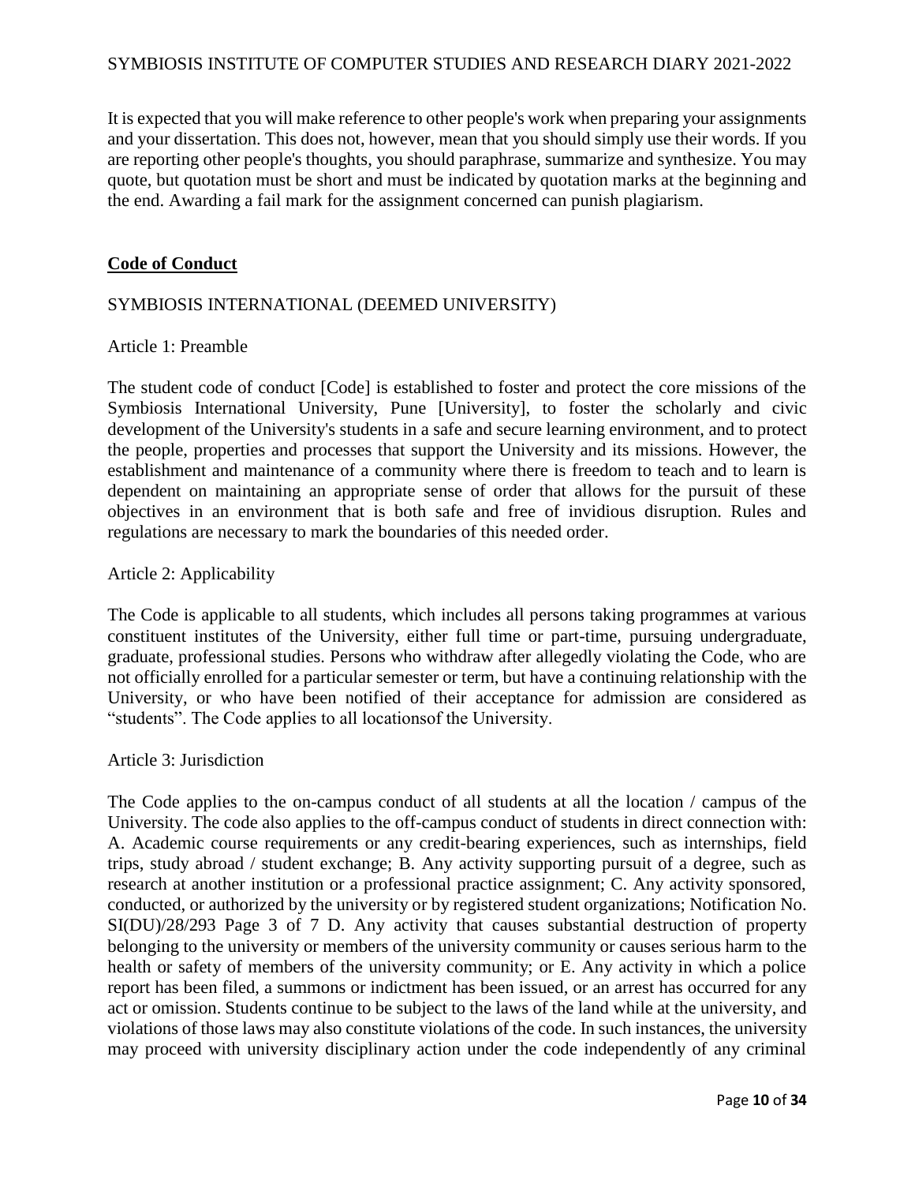It is expected that you will make reference to other people's work when preparing your assignments and your dissertation. This does not, however, mean that you should simply use their words. If you are reporting other people's thoughts, you should paraphrase, summarize and synthesize. You may quote, but quotation must be short and must be indicated by quotation marks at the beginning and the end. Awarding a fail mark for the assignment concerned can punish plagiarism.

## **Code of Conduct**

SYMBIOSIS INTERNATIONAL (DEEMED UNIVERSITY)

Article 1: Preamble

The student code of conduct [Code] is established to foster and protect the core missions of the Symbiosis International University, Pune [University], to foster the scholarly and civic development of the University's students in a safe and secure learning environment, and to protect the people, properties and processes that support the University and its missions. However, the establishment and maintenance of a community where there is freedom to teach and to learn is dependent on maintaining an appropriate sense of order that allows for the pursuit of these objectives in an environment that is both safe and free of invidious disruption. Rules and regulations are necessary to mark the boundaries of this needed order.

Article 2: Applicability

The Code is applicable to all students, which includes all persons taking programmes at various constituent institutes of the University, either full time or part-time, pursuing undergraduate, graduate, professional studies. Persons who withdraw after allegedly violating the Code, who are not officially enrolled for a particular semester or term, but have a continuing relationship with the University, or who have been notified of their acceptance for admission are considered as "students". The Code applies to all locationsof the University.

Article 3: Jurisdiction

The Code applies to the on-campus conduct of all students at all the location / campus of the University. The code also applies to the off-campus conduct of students in direct connection with: A. Academic course requirements or any credit-bearing experiences, such as internships, field trips, study abroad / student exchange; B. Any activity supporting pursuit of a degree, such as research at another institution or a professional practice assignment; C. Any activity sponsored, conducted, or authorized by the university or by registered student organizations; Notification No. SI(DU)/28/293 Page 3 of 7 D. Any activity that causes substantial destruction of property belonging to the university or members of the university community or causes serious harm to the health or safety of members of the university community; or E. Any activity in which a police report has been filed, a summons or indictment has been issued, or an arrest has occurred for any act or omission. Students continue to be subject to the laws of the land while at the university, and violations of those laws may also constitute violations of the code. In such instances, the university may proceed with university disciplinary action under the code independently of any criminal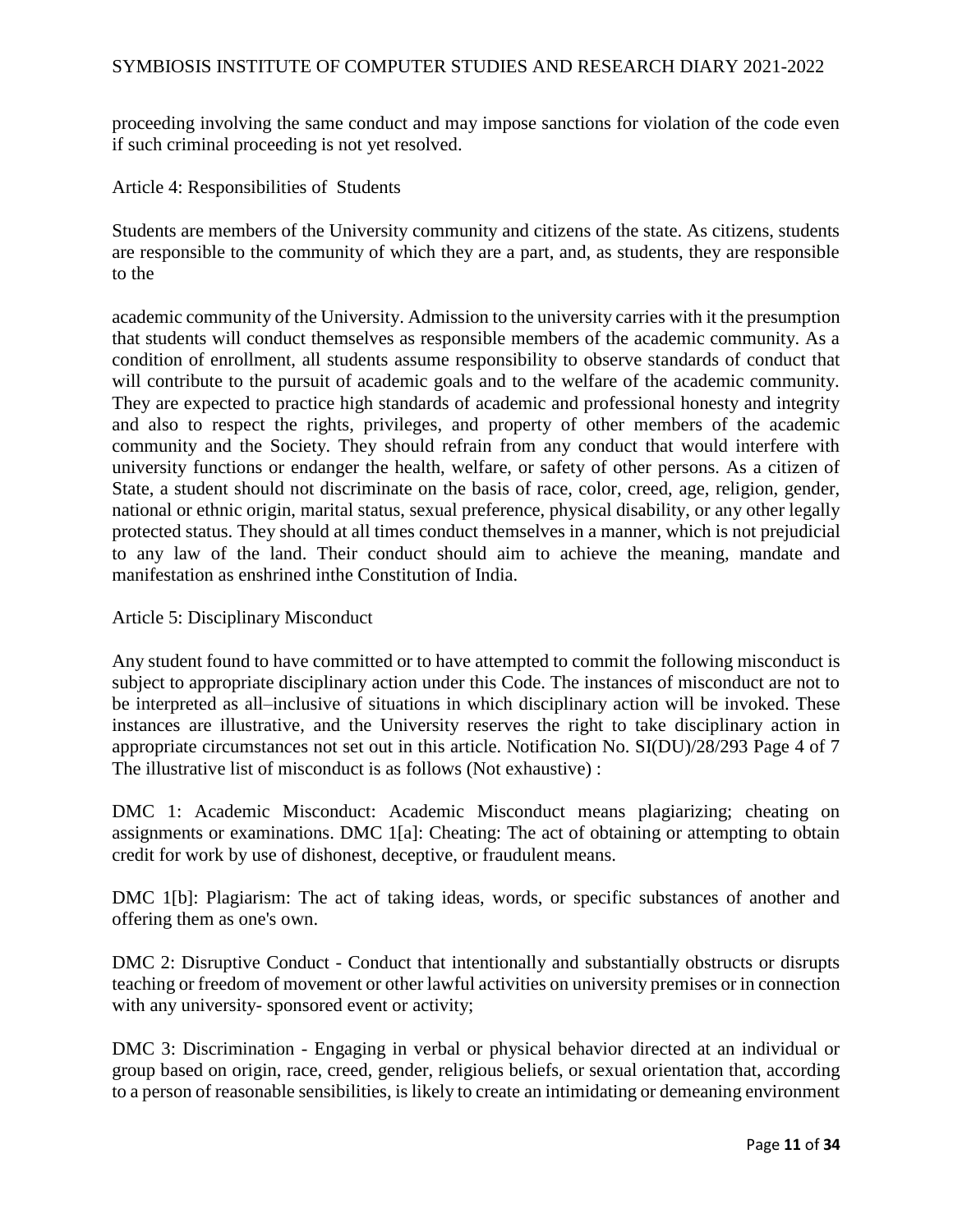proceeding involving the same conduct and may impose sanctions for violation of the code even if such criminal proceeding is not yet resolved.

Article 4: Responsibilities of Students

Students are members of the University community and citizens of the state. As citizens, students are responsible to the community of which they are a part, and, as students, they are responsible to the

academic community of the University. Admission to the university carries with it the presumption that students will conduct themselves as responsible members of the academic community. As a condition of enrollment, all students assume responsibility to observe standards of conduct that will contribute to the pursuit of academic goals and to the welfare of the academic community. They are expected to practice high standards of academic and professional honesty and integrity and also to respect the rights, privileges, and property of other members of the academic community and the Society. They should refrain from any conduct that would interfere with university functions or endanger the health, welfare, or safety of other persons. As a citizen of State, a student should not discriminate on the basis of race, color, creed, age, religion, gender, national or ethnic origin, marital status, sexual preference, physical disability, or any other legally protected status. They should at all times conduct themselves in a manner, which is not prejudicial to any law of the land. Their conduct should aim to achieve the meaning, mandate and manifestation as enshrined inthe Constitution of India.

Article 5: Disciplinary Misconduct

Any student found to have committed or to have attempted to commit the following misconduct is subject to appropriate disciplinary action under this Code. The instances of misconduct are not to be interpreted as all–inclusive of situations in which disciplinary action will be invoked. These instances are illustrative, and the University reserves the right to take disciplinary action in appropriate circumstances not set out in this article. Notification No. SI(DU)/28/293 Page 4 of 7 The illustrative list of misconduct is as follows (Not exhaustive) :

DMC 1: Academic Misconduct: Academic Misconduct means plagiarizing; cheating on assignments or examinations. DMC 1[a]: Cheating: The act of obtaining or attempting to obtain credit for work by use of dishonest, deceptive, or fraudulent means.

DMC 1[b]: Plagiarism: The act of taking ideas, words, or specific substances of another and offering them as one's own.

DMC 2: Disruptive Conduct - Conduct that intentionally and substantially obstructs or disrupts teaching or freedom of movement or other lawful activities on university premises or in connection with any university- sponsored event or activity;

DMC 3: Discrimination - Engaging in verbal or physical behavior directed at an individual or group based on origin, race, creed, gender, religious beliefs, or sexual orientation that, according to a person of reasonable sensibilities, is likely to create an intimidating or demeaning environment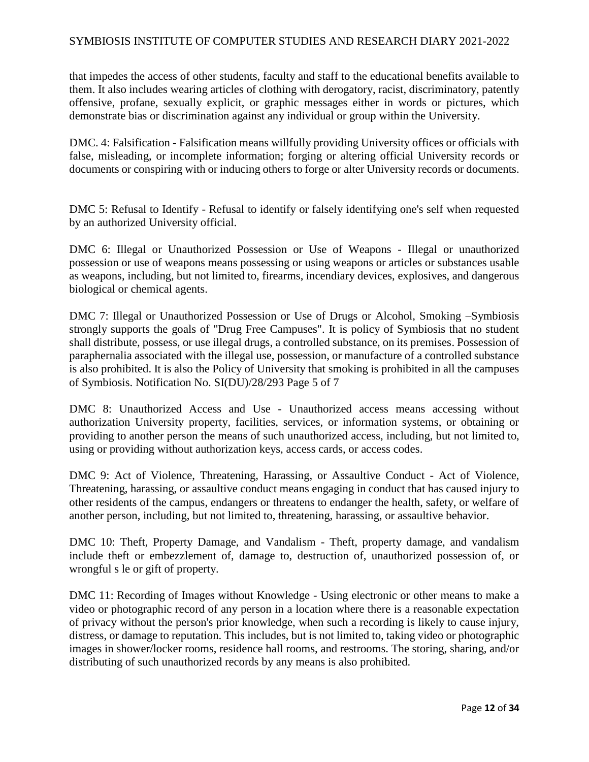that impedes the access of other students, faculty and staff to the educational benefits available to them. It also includes wearing articles of clothing with derogatory, racist, discriminatory, patently offensive, profane, sexually explicit, or graphic messages either in words or pictures, which demonstrate bias or discrimination against any individual or group within the University.

DMC. 4: Falsification - Falsification means willfully providing University offices or officials with false, misleading, or incomplete information; forging or altering official University records or documents or conspiring with or inducing others to forge or alter University records or documents.

DMC 5: Refusal to Identify - Refusal to identify or falsely identifying one's self when requested by an authorized University official.

DMC 6: Illegal or Unauthorized Possession or Use of Weapons - Illegal or unauthorized possession or use of weapons means possessing or using weapons or articles or substances usable as weapons, including, but not limited to, firearms, incendiary devices, explosives, and dangerous biological or chemical agents.

DMC 7: Illegal or Unauthorized Possession or Use of Drugs or Alcohol, Smoking –Symbiosis strongly supports the goals of "Drug Free Campuses". It is policy of Symbiosis that no student shall distribute, possess, or use illegal drugs, a controlled substance, on its premises. Possession of paraphernalia associated with the illegal use, possession, or manufacture of a controlled substance is also prohibited. It is also the Policy of University that smoking is prohibited in all the campuses of Symbiosis. Notification No. SI(DU)/28/293 Page 5 of 7

DMC 8: Unauthorized Access and Use - Unauthorized access means accessing without authorization University property, facilities, services, or information systems, or obtaining or providing to another person the means of such unauthorized access, including, but not limited to, using or providing without authorization keys, access cards, or access codes.

DMC 9: Act of Violence, Threatening, Harassing, or Assaultive Conduct - Act of Violence, Threatening, harassing, or assaultive conduct means engaging in conduct that has caused injury to other residents of the campus, endangers or threatens to endanger the health, safety, or welfare of another person, including, but not limited to, threatening, harassing, or assaultive behavior.

DMC 10: Theft, Property Damage, and Vandalism - Theft, property damage, and vandalism include theft or embezzlement of, damage to, destruction of, unauthorized possession of, or wrongful s le or gift of property.

DMC 11: Recording of Images without Knowledge - Using electronic or other means to make a video or photographic record of any person in a location where there is a reasonable expectation of privacy without the person's prior knowledge, when such a recording is likely to cause injury, distress, or damage to reputation. This includes, but is not limited to, taking video or photographic images in shower/locker rooms, residence hall rooms, and restrooms. The storing, sharing, and/or distributing of such unauthorized records by any means is also prohibited.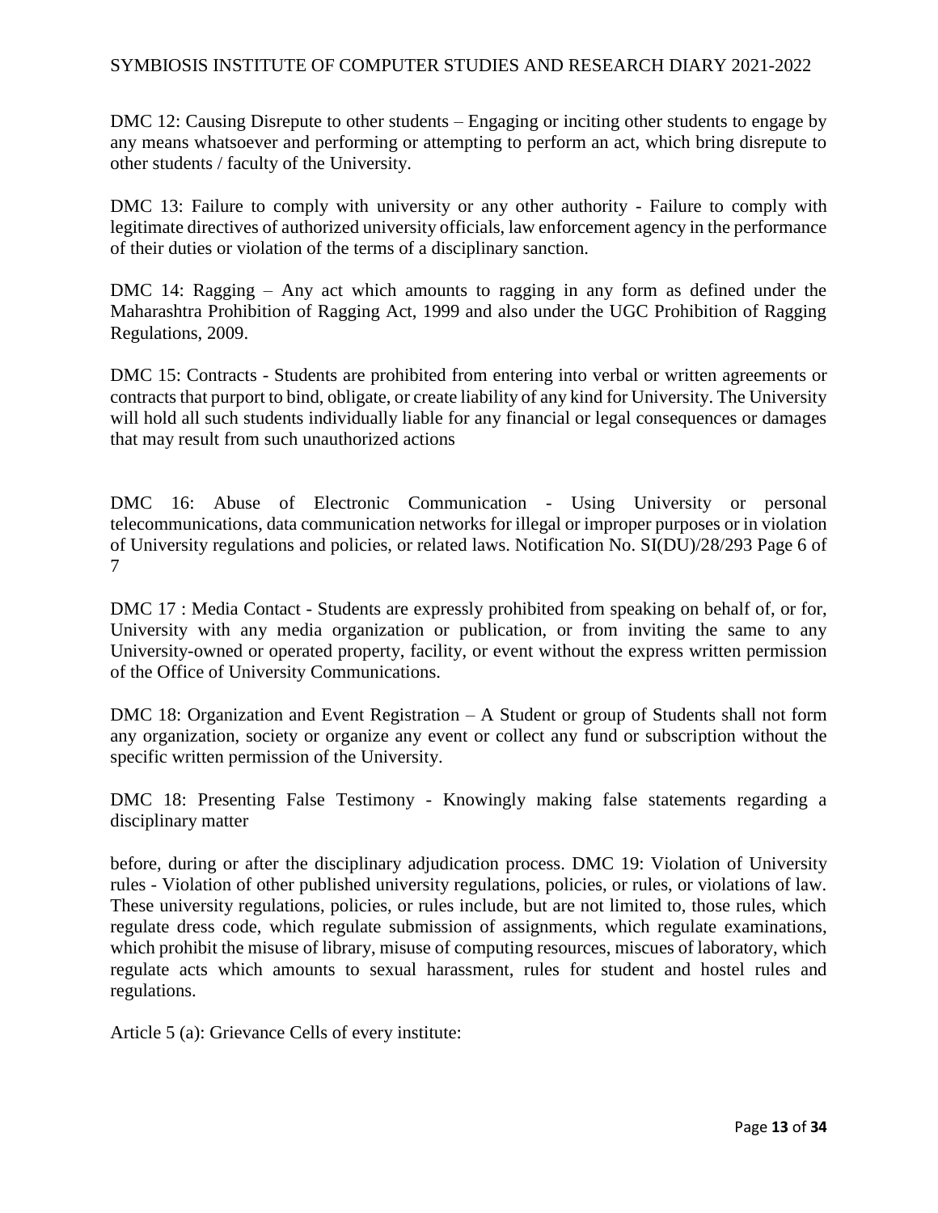DMC 12: Causing Disrepute to other students – Engaging or inciting other students to engage by any means whatsoever and performing or attempting to perform an act, which bring disrepute to other students / faculty of the University.

DMC 13: Failure to comply with university or any other authority - Failure to comply with legitimate directives of authorized university officials, law enforcement agency in the performance of their duties or violation of the terms of a disciplinary sanction.

DMC 14: Ragging – Any act which amounts to ragging in any form as defined under the Maharashtra Prohibition of Ragging Act, 1999 and also under the UGC Prohibition of Ragging Regulations, 2009.

DMC 15: Contracts - Students are prohibited from entering into verbal or written agreements or contracts that purport to bind, obligate, or create liability of any kind for University. The University will hold all such students individually liable for any financial or legal consequences or damages that may result from such unauthorized actions

DMC 16: Abuse of Electronic Communication - Using University or personal telecommunications, data communication networks for illegal or improper purposes or in violation of University regulations and policies, or related laws. Notification No. SI(DU)/28/293 Page 6 of 7

DMC 17 : Media Contact - Students are expressly prohibited from speaking on behalf of, or for, University with any media organization or publication, or from inviting the same to any University-owned or operated property, facility, or event without the express written permission of the Office of University Communications.

DMC 18: Organization and Event Registration – A Student or group of Students shall not form any organization, society or organize any event or collect any fund or subscription without the specific written permission of the University.

DMC 18: Presenting False Testimony - Knowingly making false statements regarding a disciplinary matter

before, during or after the disciplinary adjudication process. DMC 19: Violation of University rules - Violation of other published university regulations, policies, or rules, or violations of law. These university regulations, policies, or rules include, but are not limited to, those rules, which regulate dress code, which regulate submission of assignments, which regulate examinations, which prohibit the misuse of library, misuse of computing resources, miscues of laboratory, which regulate acts which amounts to sexual harassment, rules for student and hostel rules and regulations.

Article 5 (a): Grievance Cells of every institute: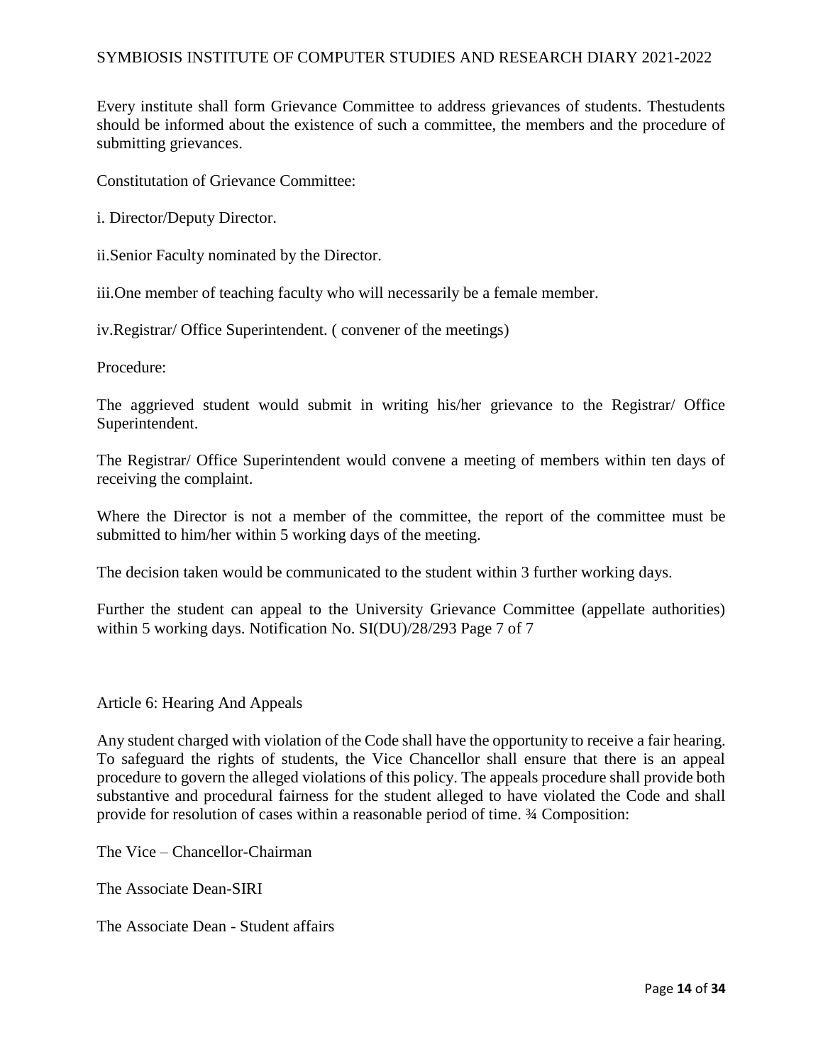Every institute shall form Grievance Committee to address grievances of students. Thestudents should be informed about the existence of such a committee, the members and the procedure of submitting grievances.

Constitutation of Grievance Committee:

i. Director/Deputy Director.

ii.Senior Faculty nominated by the Director.

iii.One member of teaching faculty who will necessarily be a female member.

iv.Registrar/ Office Superintendent. ( convener of the meetings)

Procedure:

The aggrieved student would submit in writing his/her grievance to the Registrar/ Office Superintendent.

The Registrar/ Office Superintendent would convene a meeting of members within ten days of receiving the complaint.

Where the Director is not a member of the committee, the report of the committee must be submitted to him/her within 5 working days of the meeting.

The decision taken would be communicated to the student within 3 further working days.

Further the student can appeal to the University Grievance Committee (appellate authorities) within 5 working days. Notification No. SI(DU)/28/293 Page 7 of 7

Article 6: Hearing And Appeals

Any student charged with violation of the Code shall have the opportunity to receive a fair hearing. To safeguard the rights of students, the Vice Chancellor shall ensure that there is an appeal procedure to govern the alleged violations of this policy. The appeals procedure shall provide both substantive and procedural fairness for the student alleged to have violated the Code and shall provide for resolution of cases within a reasonable period of time. ¾ Composition:

The Vice – Chancellor-Chairman

The Associate Dean-SIRI

The Associate Dean - Student affairs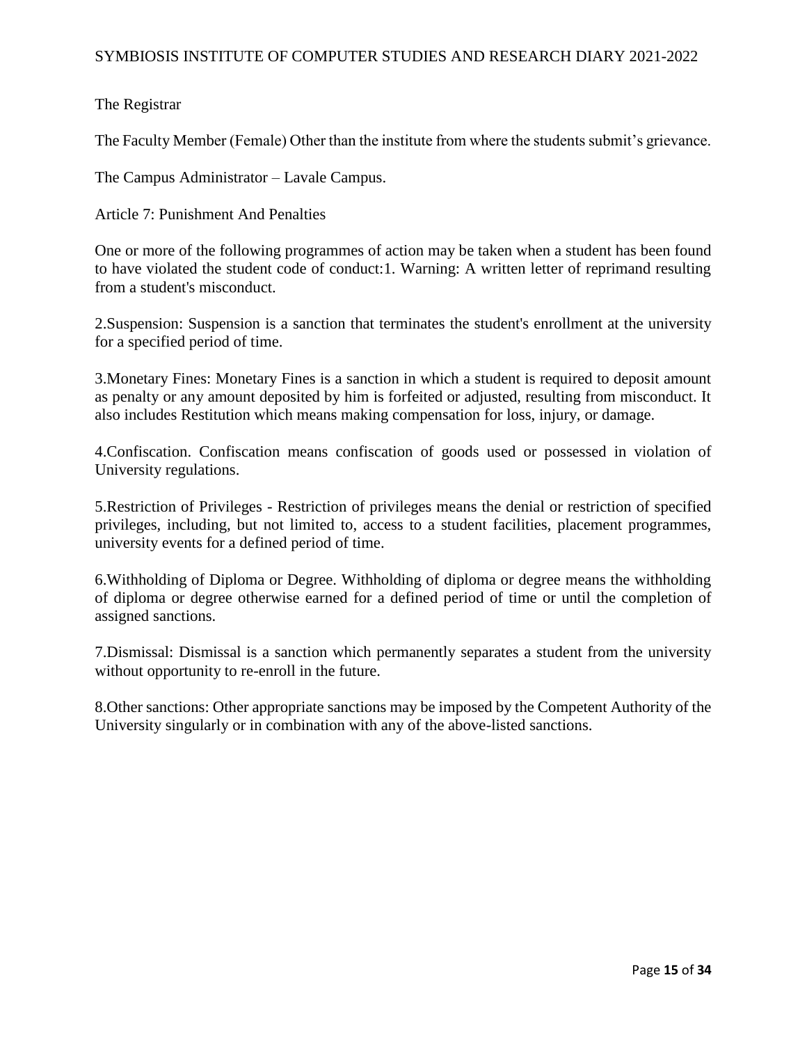The Registrar

The Faculty Member (Female) Other than the institute from where the students submit's grievance.

The Campus Administrator – Lavale Campus.

Article 7: Punishment And Penalties

One or more of the following programmes of action may be taken when a student has been found to have violated the student code of conduct:1. Warning: A written letter of reprimand resulting from a student's misconduct.

2.Suspension: Suspension is a sanction that terminates the student's enrollment at the university for a specified period of time.

3.Monetary Fines: Monetary Fines is a sanction in which a student is required to deposit amount as penalty or any amount deposited by him is forfeited or adjusted, resulting from misconduct. It also includes Restitution which means making compensation for loss, injury, or damage.

4.Confiscation. Confiscation means confiscation of goods used or possessed in violation of University regulations.

5.Restriction of Privileges - Restriction of privileges means the denial or restriction of specified privileges, including, but not limited to, access to a student facilities, placement programmes, university events for a defined period of time.

6.Withholding of Diploma or Degree. Withholding of diploma or degree means the withholding of diploma or degree otherwise earned for a defined period of time or until the completion of assigned sanctions.

7.Dismissal: Dismissal is a sanction which permanently separates a student from the university without opportunity to re-enroll in the future.

8.Other sanctions: Other appropriate sanctions may be imposed by the Competent Authority of the University singularly or in combination with any of the above-listed sanctions.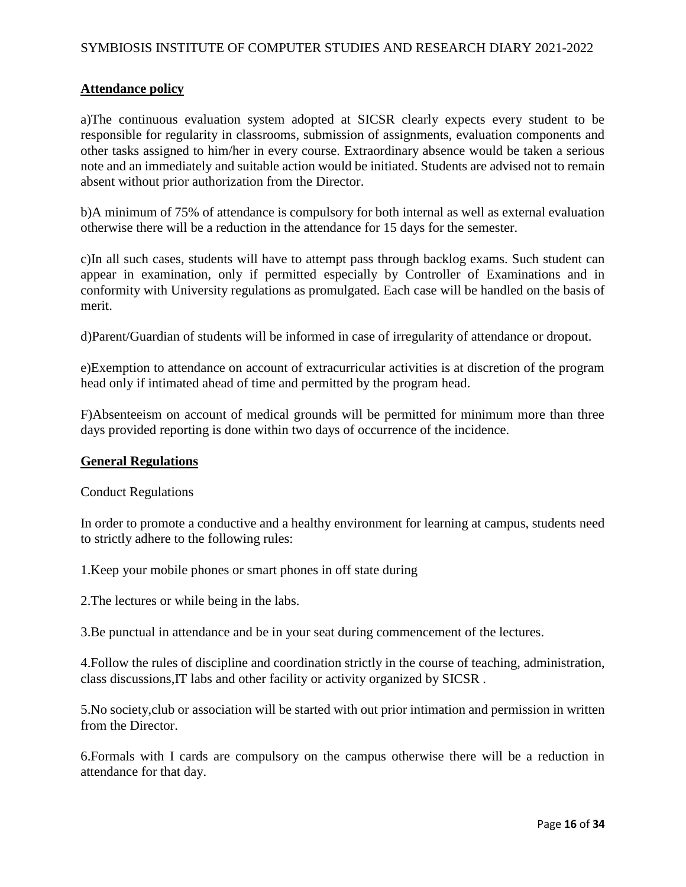## Attendance policy

a)The continuous evaluation system adopted at SICSR clearly expects every student to be responsible for regularity in classrooms, submission of assignments, evaluation components and other tasks assigned to him/her in every course. Extraordinary absence would be taken a serious note and an immediately and suitable action would be initiated. Students are advised not to remain absent without prior authorization from the Director.

b)A minimum of 75% of attendance is compulsory for both internal as well as external evaluation otherwise there will be a reduction in the attendance for 15 days for the semester.

c)In all such cases, students will have to attempt pass through backlog exams. Such student can appear in examination, only if permitted especially by Controller of Examinations and in conformity with University regulations as promulgated. Each case will be handled on the basis of merit.

d)Parent/Guardian of students will be informed in case of irregularity of attendance or dropout.

e)Exemption to attendance on account of extracurricular activities is at discretion of the program head only if intimated ahead of time and permitted by the program head.

F)Absenteeism on account of medical grounds will be permitted for minimum more than three days provided reporting is done within two days of occurrence of the incidence.

## General Regulations

Conduct Regulations

In order to promote a conductive and a healthy environment for learning at campus, students need to strictly adhere to the following rules:

1.Keep your mobile phones or smart phones in off state during

2.The lectures or while being in the labs.

3.Be punctual in attendance and be in your seat during commencement of the lectures.

4.Follow the rules of discipline and coordination strictly in the course of teaching, administration, class discussions,IT labs and other facility or activity organized by SICSR .

5.No society,club or association will be started with out prior intimation and permission in written from the Director.

6.Formals with I cards are compulsory on the campus otherwise there will be a reduction in attendance for that day.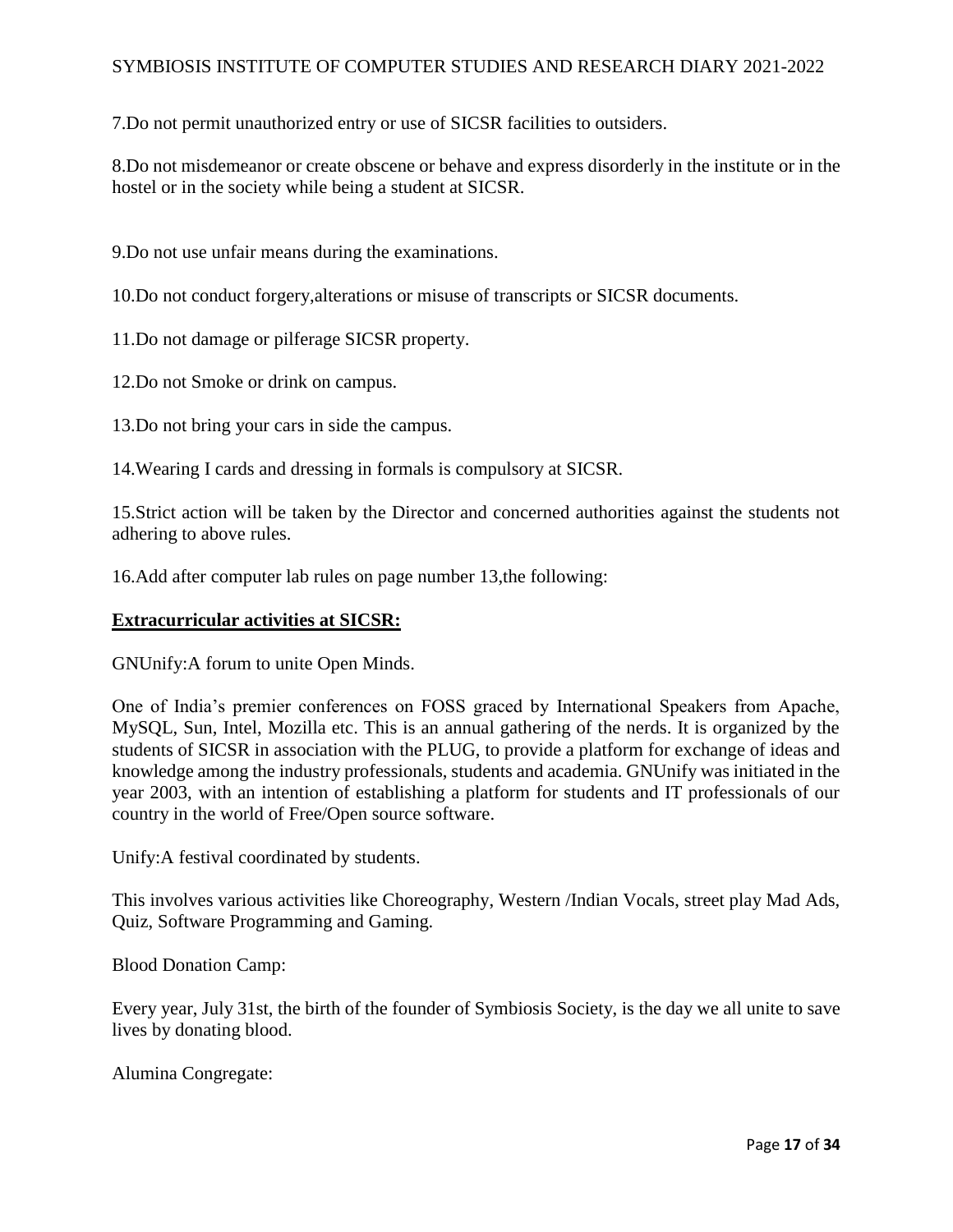7.Do not permit unauthorized entry or use of SICSR facilities to outsiders.

8.Do not misdemeanor or create obscene or behave and express disorderly in the institute or in the hostel or in the society while being a student at SICSR.

9.Do not use unfair means during the examinations.

10.Do not conduct forgery,alterations or misuse of transcripts or SICSR documents.

11.Do not damage or pilferage SICSR property.

12.Do not Smoke or drink on campus.

13.Do not bring your cars in side the campus.

14.Wearing I cards and dressing in formals is compulsory at SICSR.

15.Strict action will be taken by the Director and concerned authorities against the students not adhering to above rules.

16.Add after computer lab rules on page number 13,the following:

**Extracurricular activities at SICSR:**

GNUnify:A forum to unite Open Minds.

One of India's premier conferences on FOSS graced by International Speakers from Apache, MySQL, Sun, Intel, Mozilla etc. This is an annual gathering of the nerds. It is organized by the students of SICSR in association with the PLUG, to provide a platform for exchange of ideas and knowledge among the industry professionals, students and academia. GNUnify was initiated in the year 2003, with an intention of establishing a platform for students and IT professionals of our country in the world of Free/Open source software.

Unify:A festival coordinated by students.

This involves various activities like Choreography, Western /Indian Vocals, street play Mad Ads, Quiz, Software Programming and Gaming.

Blood Donation Camp:

Every year, July 31st, the birth of the founder of Symbiosis Society, is the day we all unite to save lives by donating blood.

Alumina Congregate: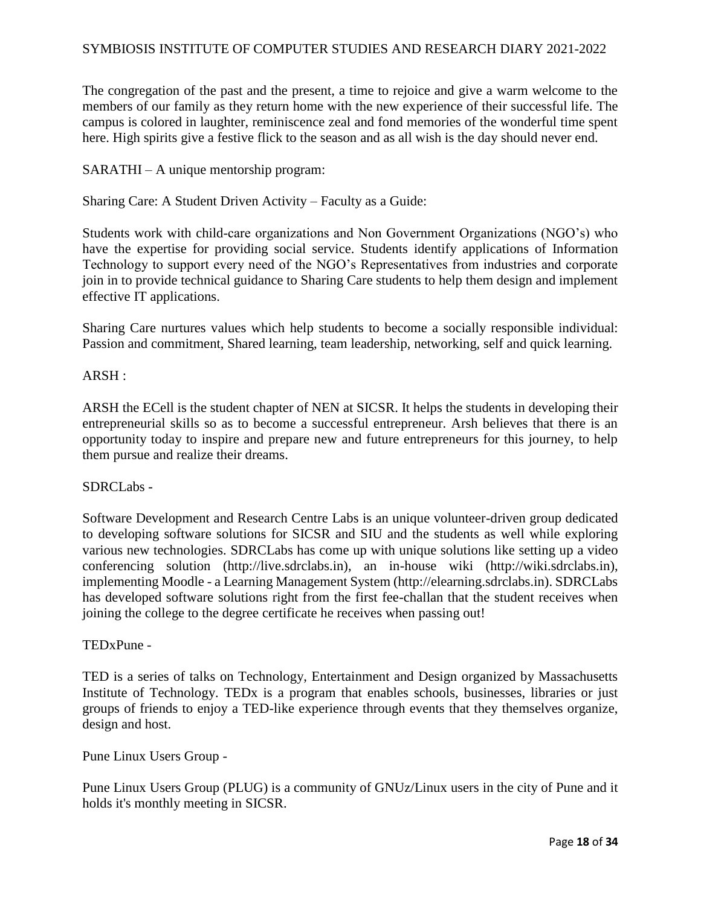The congregation of the past and the present, a time to rejoice and give a warm welcome to the members of our family as they return home with the new experience of their successful life. The campus is colored in laughter, reminiscence zeal and fond memories of the wonderful time spent here. High spirits give a festive flick to the season and as all wish is the day should never end.

SARATHI – A unique mentorship program:

Sharing Care: A Student Driven Activity – Faculty as a Guide:

Students work with child-care organizations and Non Government Organizations (NGO's) who have the expertise for providing social service. Students identify applications of Information Technology to support every need of the NGO's Representatives from industries and corporate join in to provide technical guidance to Sharing Care students to help them design and implement effective IT applications.

Sharing Care nurtures values which help students to become a socially responsible individual: Passion and commitment, Shared learning, team leadership, networking, self and quick learning.

ARSH :

ARSH the ECell is the student chapter of NEN at SICSR. It helps the students in developing their entrepreneurial skills so as to become a successful entrepreneur. Arsh believes that there is an opportunity today to inspire and prepare new and future entrepreneurs for this journey, to help them pursue and realize their dreams.

SDRCLabs -

Software Development and Research Centre Labs is an unique volunteer-driven group dedicated to developing software solutions for SICSR and SIU and the students as well while exploring various new technologies. SDRCLabs has come up with unique solutions like setting up a video conferencing solution (http://live.sdrclabs.in), an in-house wiki (http://wiki.sdrclabs.in), implementing Moodle - a Learning Management System (http://elearning.sdrclabs.in). SDRCLabs has developed software solutions right from the first fee-challan that the student receives when joining the college to the degree certificate he receives when passing out!

TEDxPune -

TED is a series of talks on Technology, Entertainment and Design organized by Massachusetts Institute of Technology. TEDx is a program that enables schools, businesses, libraries or just groups of friends to enjoy a TED-like experience through events that they themselves organize, design and host.

Pune Linux Users Group -

Pune Linux Users Group (PLUG) is a community of GNUz/Linux users in the city of Pune and it holds it's monthly meeting in SICSR.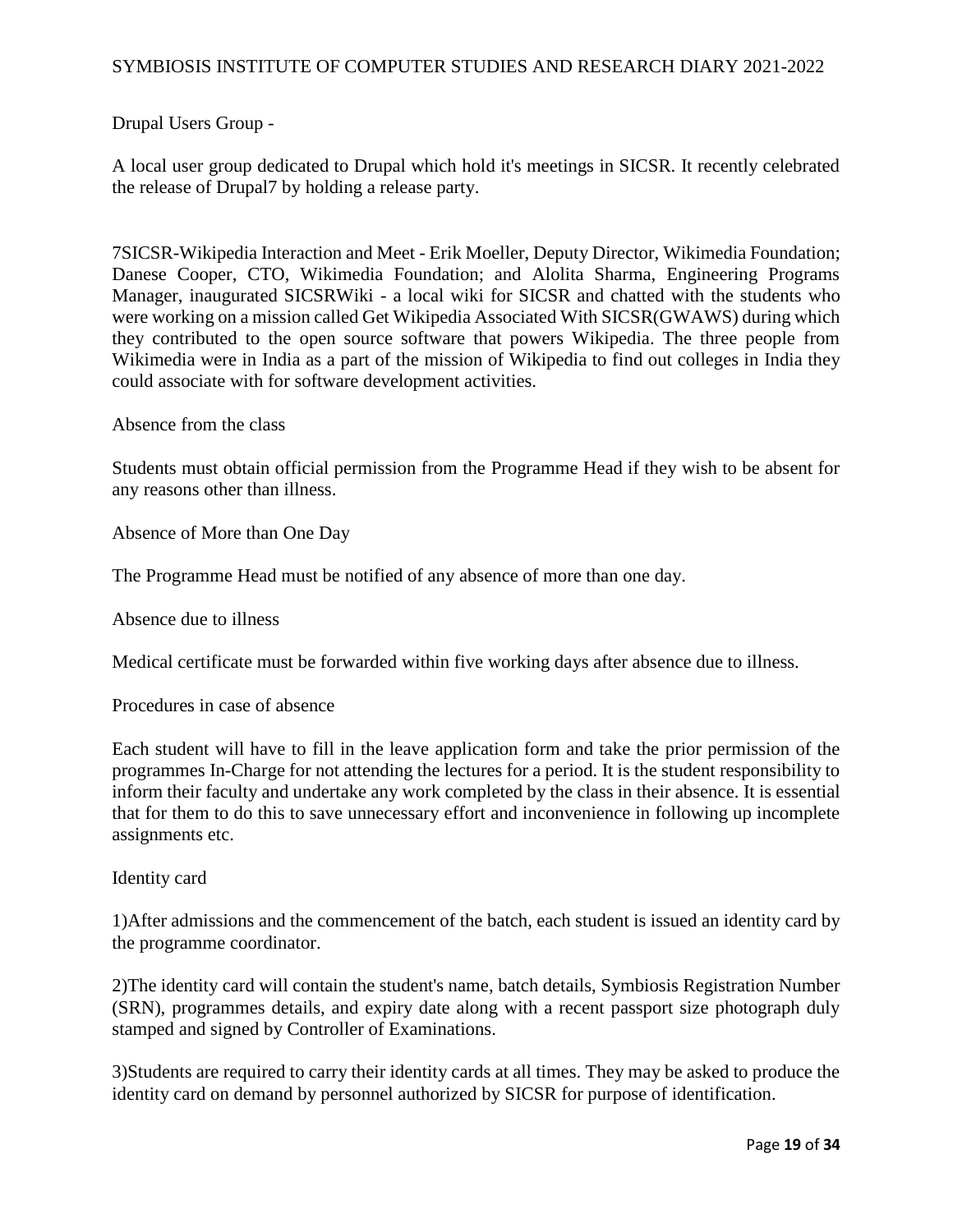Drupal Users Group -

A local user group dedicated to Drupal which hold it's meetings in SICSR. It recently celebrated the release of Drupal7 by holding a release party.

7SICSR-Wikipedia Interaction and Meet - Erik Moeller, Deputy Director, Wikimedia Foundation; Danese Cooper, CTO, Wikimedia Foundation; and Alolita Sharma, Engineering Programs Manager, inaugurated SICSRWiki - a local wiki for SICSR and chatted with the students who were working on a mission called Get Wikipedia Associated With SICSR(GWAWS) during which they contributed to the open source software that powers Wikipedia. The three people from Wikimedia were in India as a part of the mission of Wikipedia to find out colleges in India they could associate with for software development activities.

Absence from the class

Students must obtain official permission from the Programme Head if they wish to be absent for any reasons other than illness.

Absence of More than One Day

The Programme Head must be notified of any absence of more than one day.

Absence due to illness

Medical certificate must be forwarded within five working days after absence due to illness.

Procedures in case of absence

Each student will have to fill in the leave application form and take the prior permission of the programmes In-Charge for not attending the lectures for a period. It is the student responsibility to inform their faculty and undertake any work completed by the class in their absence. It is essential that for them to do this to save unnecessary effort and inconvenience in following up incomplete assignments etc.

Identity card

1)After admissions and the commencement of the batch, each student is issued an identity card by the programme coordinator.

2)The identity card will contain the student's name, batch details, Symbiosis Registration Number (SRN), programmes details, and expiry date along with a recent passport size photograph duly stamped and signed by Controller of Examinations.

3)Students are required to carry their identity cards at all times. They may be asked to produce the identity card on demand by personnel authorized by SICSR for purpose of identification.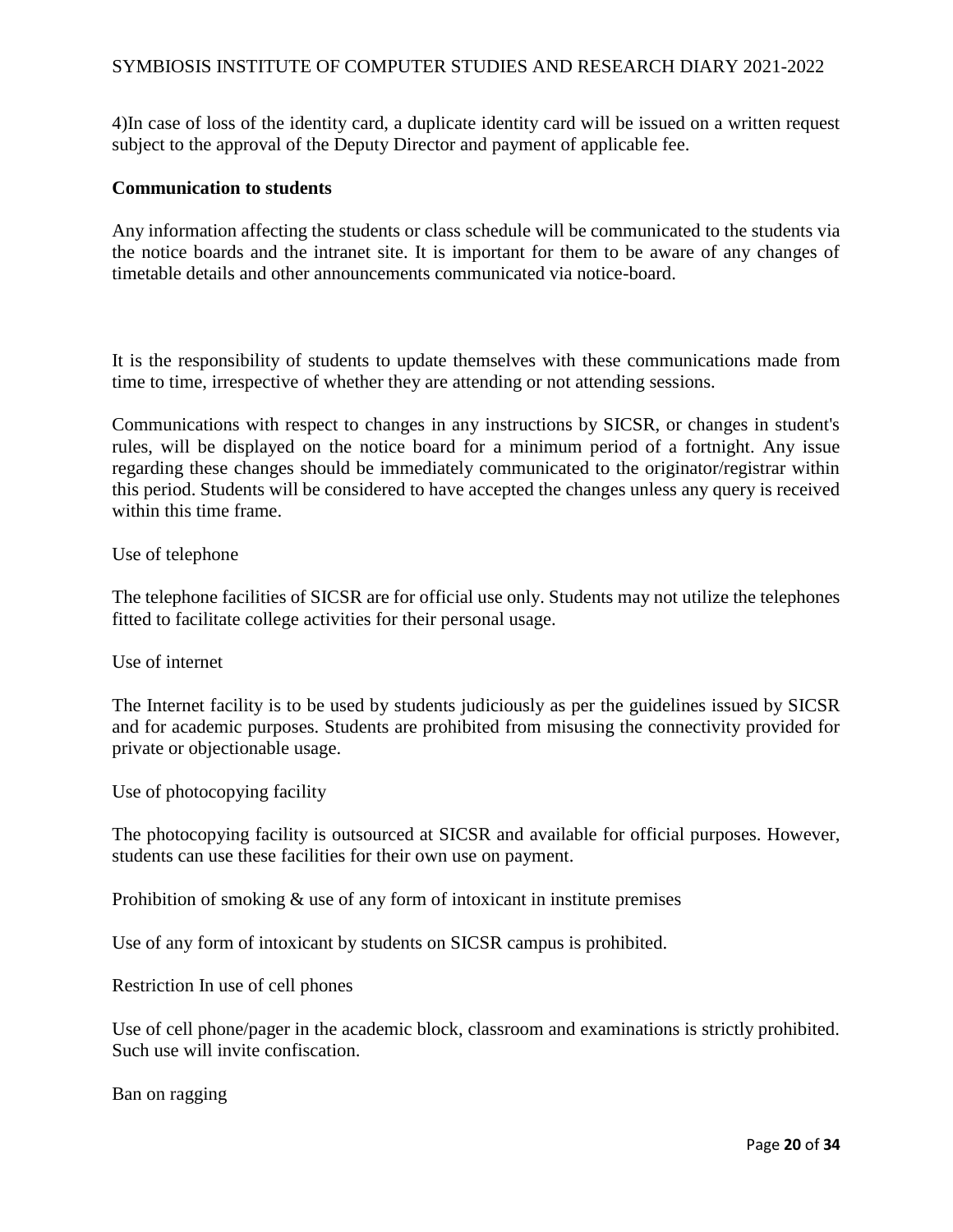4)In case of loss of the identity card, a duplicate identity card will be issued on a written request subject to the approval of the Deputy Director and payment of applicable fee.

**Communication to students**

Any information affecting the students or class schedule will be communicated to the students via the notice boards and the intranet site. It is important for them to be aware of any changes of timetable details and other announcements communicated via notice-board.

It is the responsibility of students to update themselves with these communications made from time to time, irrespective of whether they are attending or not attending sessions.

Communications with respect to changes in any instructions by SICSR, or changes in student's rules, will be displayed on the notice board for a minimum period of a fortnight. Any issue regarding these changes should be immediately communicated to the originator/registrar within this period. Students will be considered to have accepted the changes unless any query is received within this time frame.

Use of telephone

The telephone facilities of SICSR are for official use only. Students may not utilize the telephones fitted to facilitate college activities for their personal usage.

Use of internet

The Internet facility is to be used by students judiciously as per the guidelines issued by SICSR and for academic purposes. Students are prohibited from misusing the connectivity provided for private or objectionable usage.

Use of photocopying facility

The photocopying facility is outsourced at SICSR and available for official purposes. However, students can use these facilities for their own use on payment.

Prohibition of smoking & use of any form of intoxicant in institute premises

Use of any form of intoxicant by students on SICSR campus is prohibited.

Restriction In use of cell phones

Use of cell phone/pager in the academic block, classroom and examinations is strictly prohibited. Such use will invite confiscation.

Ban on ragging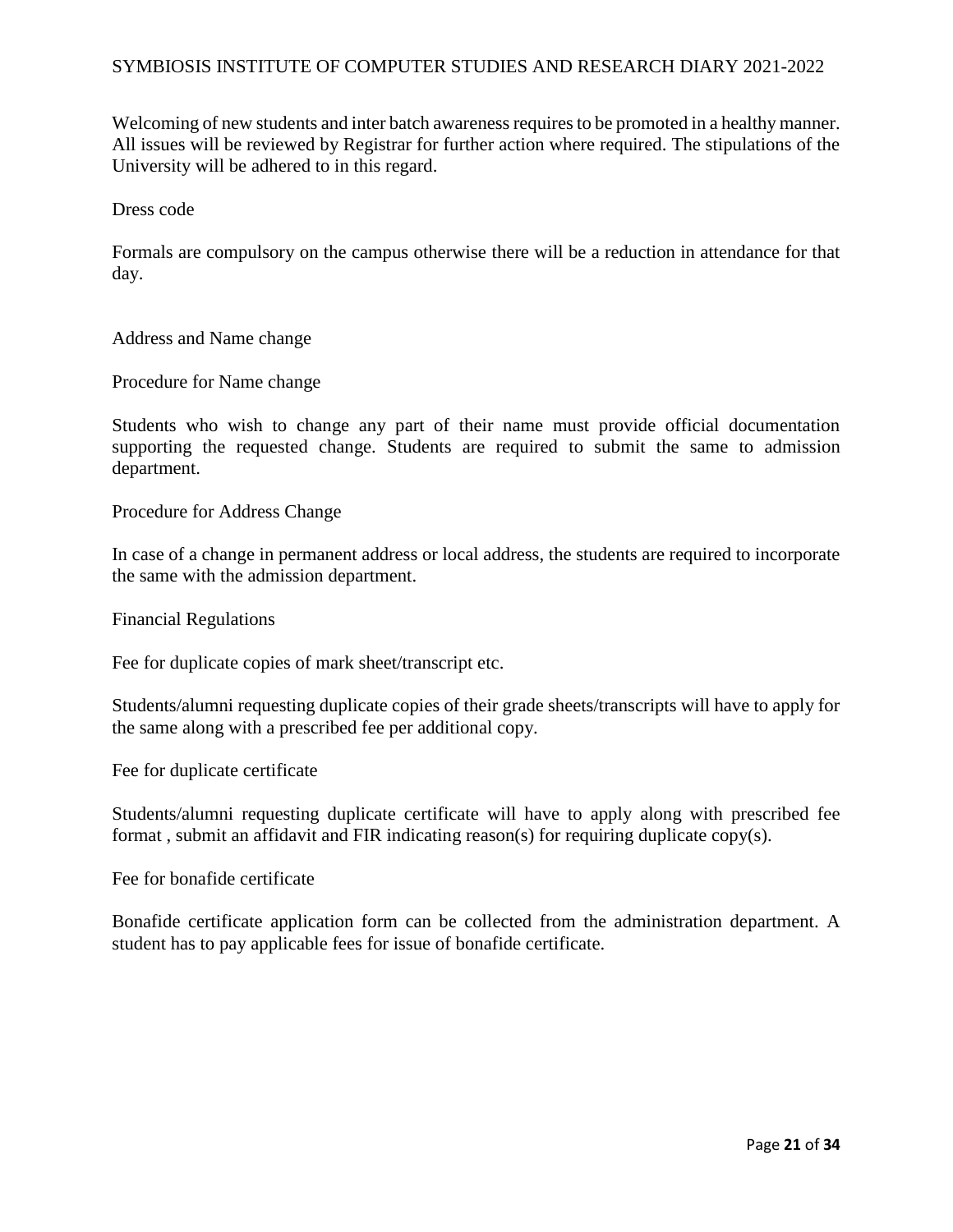Welcoming of new students and inter batch awareness requires to be promoted in a healthy manner. All issues will be reviewed by Registrar for further action where required. The stipulations of the University will be adhered to in this regard.

## Dress code

Formals are compulsory on the campus otherwise there will be a reduction in attendance for that day.

## Address and Name change

### Procedure for Name change

Students who wish to change any part of their name must provide official documentation supporting the requested change. Students are required to submit the same to admission department.

### Procedure for Address Change

In case of a change in permanent address or local address, the students are required to incorporate the same with the admission department.

## Financial Regulations

### Fee for duplicate copies of mark sheet/transcript etc.

Students/alumni requesting duplicate copies of their grade sheets/transcripts will have to apply for the same along with a prescribed fee per additional copy.

### Fee for duplicate certificate

Students/alumni requesting duplicate certificate will have to apply along with prescribed fee format , submit an affidavit and FIR indicating reason(s) for requiring duplicate copy(s).

### Fee for bonafide certificate

Bonafide certificate application form can be collected from the administration department. A student has to pay applicable fees for issue of bonafide certificate.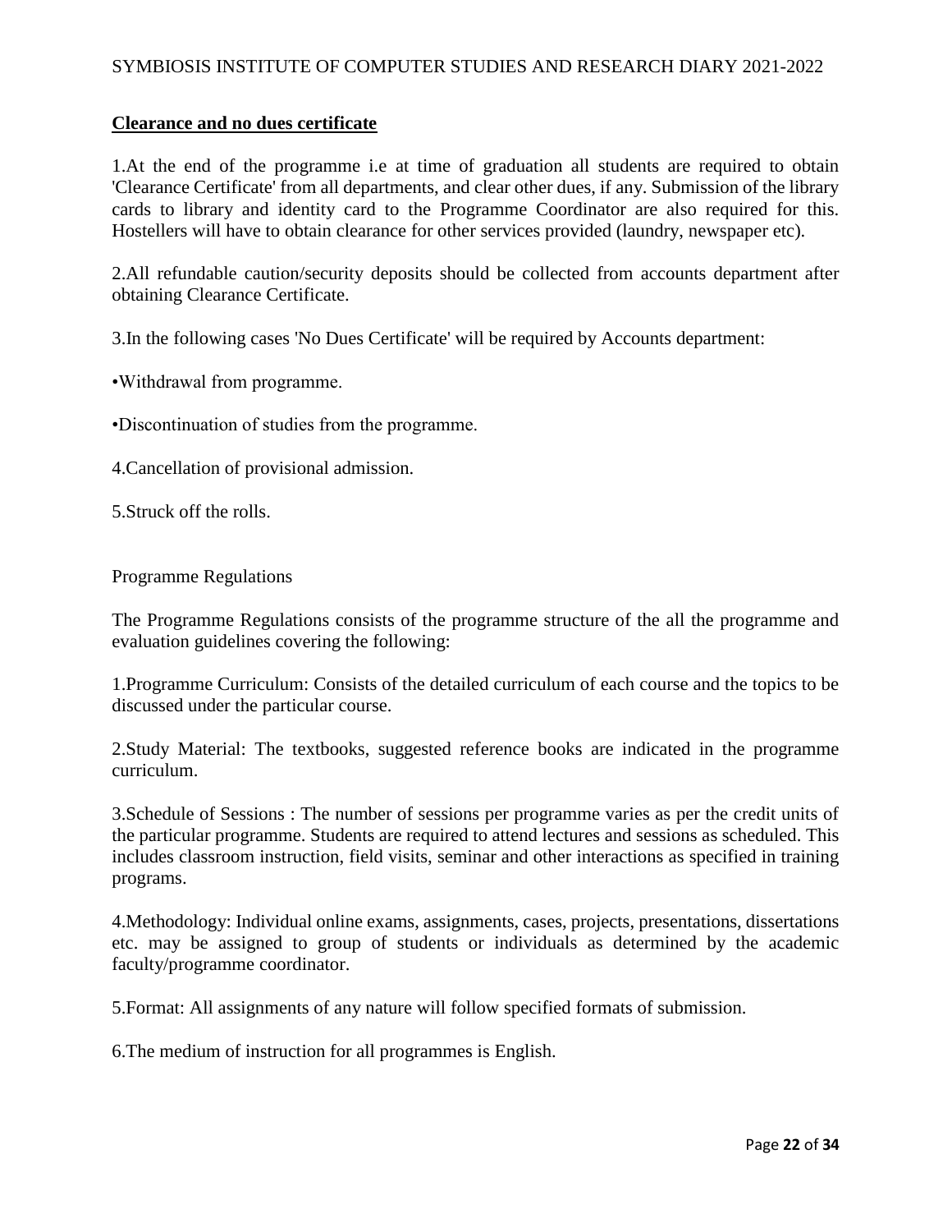## Clearance and no dues certificate

1.At the end of the programme i.e at time of graduation all students are required to obtain 'Clearance Certificate' from all departments, and clear other dues, if any. Submission of the library cards to library and identity card to the Programme Coordinator are also required for this. Hostellers will have to obtain clearance for other services provided (laundry, newspaper etc).

2.All refundable caution/security deposits should be collected from accounts department after obtaining Clearance Certificate.

3.In the following cases 'No Dues Certificate' will be required by Accounts department:

•Withdrawal from programme.

•Discontinuation of studies from the programme.

4.Cancellation of provisional admission.

5.Struck off the rolls.

Programme Regulations

The Programme Regulations consists of the programme structure of the all the programme and evaluation guidelines covering the following:

1.Programme Curriculum: Consists of the detailed curriculum of each course and the topics to be discussed under the particular course.

2.Study Material: The textbooks, suggested reference books are indicated in the programme curriculum.

3.Schedule of Sessions : The number of sessions per programme varies as per the credit units of the particular programme. Students are required to attend lectures and sessions as scheduled. This includes classroom instruction, field visits, seminar and other interactions as specified in training programs.

4.Methodology: Individual online exams, assignments, cases, projects, presentations, dissertations etc. may be assigned to group of students or individuals as determined by the academic faculty/programme coordinator.

5.Format: All assignments of any nature will follow specified formats of submission.

6.The medium of instruction for all programmes is English.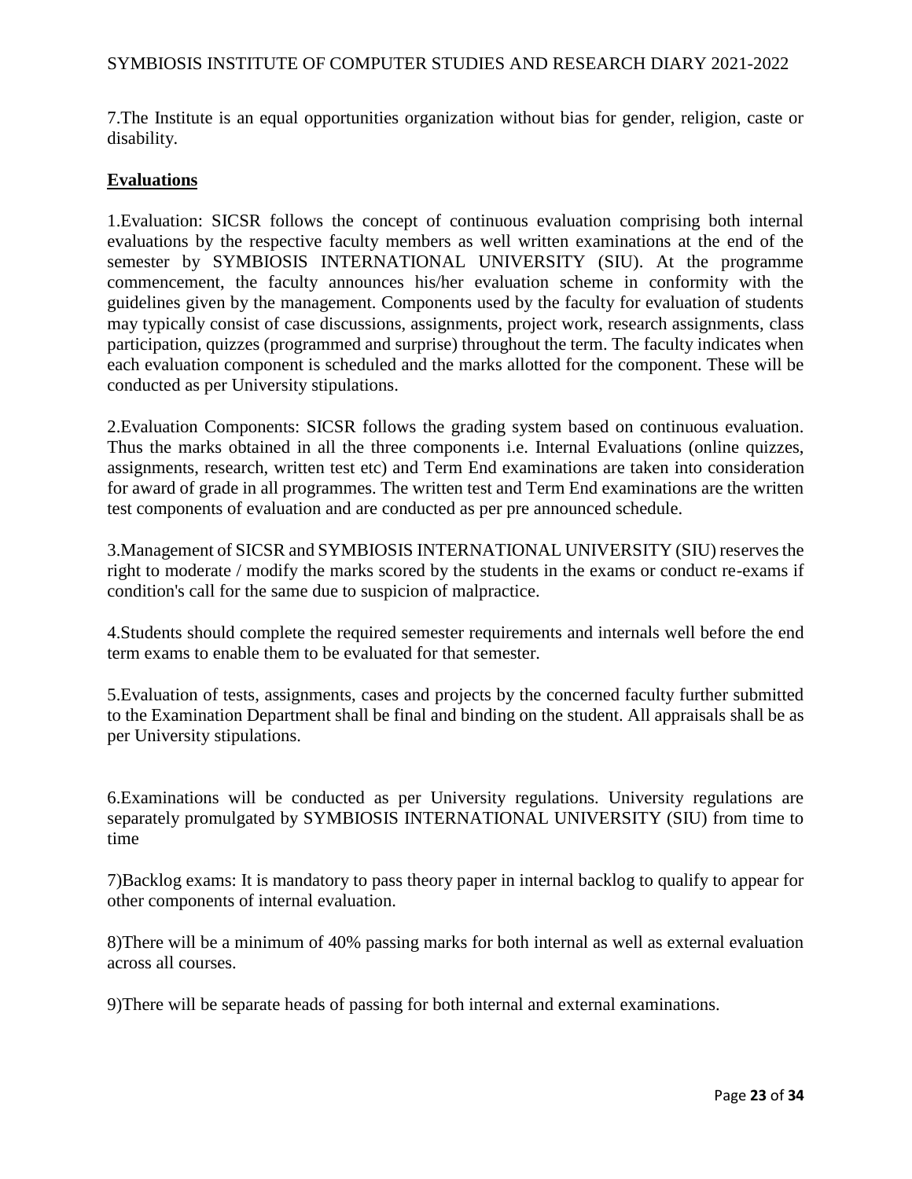7.The Institute is an equal opportunities organization without bias for gender, religion, caste or disability.

## Evaluations

1.Evaluation: SICSR follows the concept of continuous evaluation comprising both internal evaluations by the respective faculty members as well written examinations at the end of the semester by SYMBIOSIS INTERNATIONAL UNIVERSITY (SIU). At the programme commencement, the faculty announces his/her evaluation scheme in conformity with the guidelines given by the management. Components used by the faculty for evaluation of students may typically consist of case discussions, assignments, project work, research assignments, class participation, quizzes (programmed and surprise) throughout the term. The faculty indicates when each evaluation component is scheduled and the marks allotted for the component. These will be conducted as per University stipulations.

2.Evaluation Components: SICSR follows the grading system based on continuous evaluation. Thus the marks obtained in all the three components i.e. Internal Evaluations (online quizzes, assignments, research, written test etc) and Term End examinations are taken into consideration for award of grade in all programmes. The written test and Term End examinations are the written test components of evaluation and are conducted as per pre announced schedule.

3.Management of SICSR and SYMBIOSIS INTERNATIONAL UNIVERSITY (SIU) reserves the right to moderate / modify the marks scored by the students in the exams or conduct re-exams if condition's call for the same due to suspicion of malpractice.

4.Students should complete the required semester requirements and internals well before the end term exams to enable them to be evaluated for that semester.

5.Evaluation of tests, assignments, cases and projects by the concerned faculty further submitted to the Examination Department shall be final and binding on the student. All appraisals shall be as per University stipulations.

6.Examinations will be conducted as per University regulations. University regulations are separately promulgated by SYMBIOSIS INTERNATIONAL UNIVERSITY (SIU) from time to time

7)Backlog exams: It is mandatory to pass theory paper in internal backlog to qualify to appear for other components of internal evaluation.

8)There will be a minimum of 40% passing marks for both internal as well as external evaluation across all courses.

9)There will be separate heads of passing for both internal and external examinations.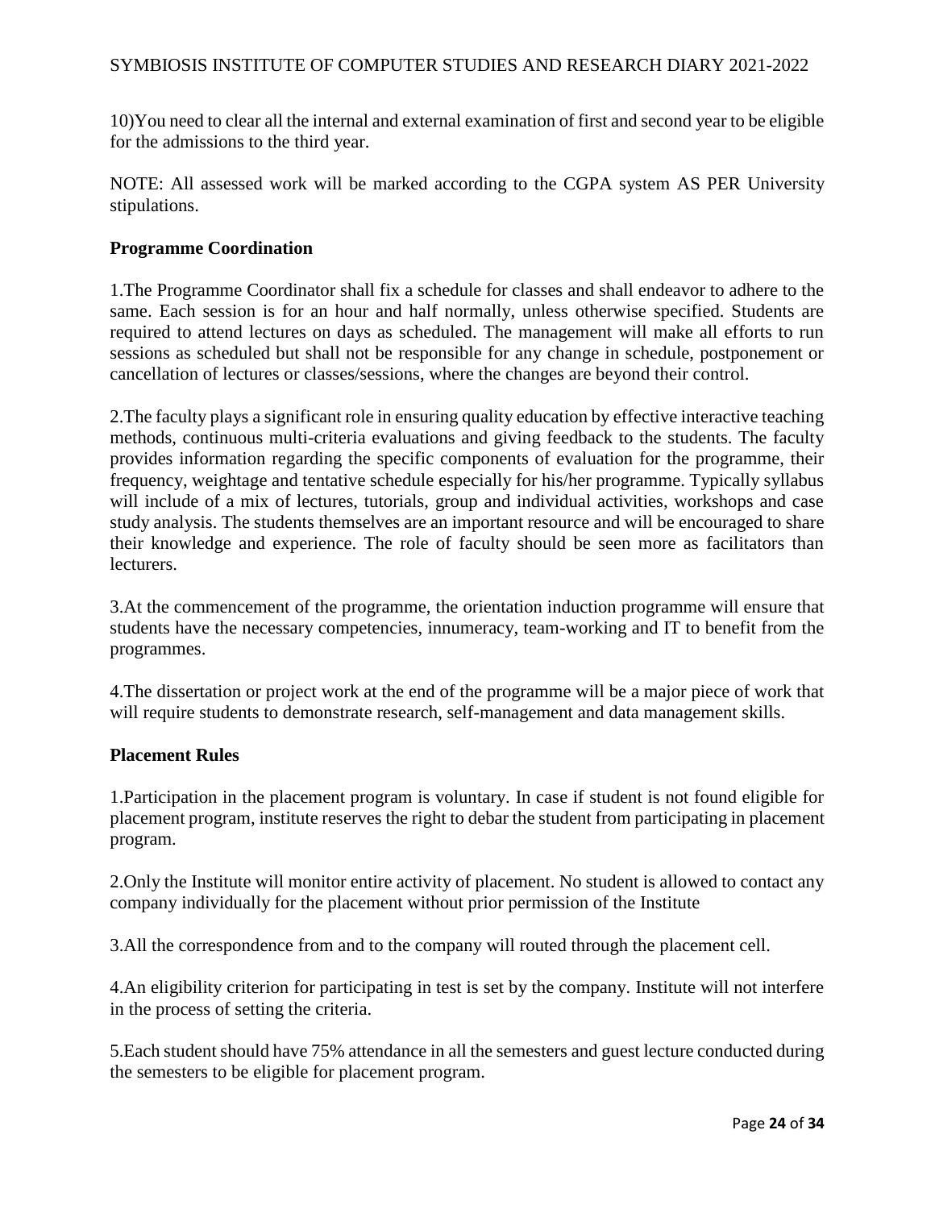10)You need to clear all the internal and external examination of first and second year to be eligible for the admissions to the third year.

NOTE: All assessed work will be marked according to the CGPA system AS PER University stipulations.

**Programme Coordination**

1.The Programme Coordinator shall fix a schedule for classes and shall endeavor to adhere to the same. Each session is for an hour and half normally, unless otherwise specified. Students are required to attend lectures on days as scheduled. The management will make all efforts to run sessions as scheduled but shall not be responsible for any change in schedule, postponement or cancellation of lectures or classes/sessions, where the changes are beyond their control.

2.The faculty plays a significant role in ensuring quality education by effective interactive teaching methods, continuous multi-criteria evaluations and giving feedback to the students. The faculty provides information regarding the specific components of evaluation for the programme, their frequency, weightage and tentative schedule especially for his/her programme. Typically syllabus will include of a mix of lectures, tutorials, group and individual activities, workshops and case study analysis. The students themselves are an important resource and will be encouraged to share their knowledge and experience. The role of faculty should be seen more as facilitators than lecturers.

3.At the commencement of the programme, the orientation induction programme will ensure that students have the necessary competencies, innumeracy, team-working and IT to benefit from the programmes.

4.The dissertation or project work at the end of the programme will be a major piece of work that will require students to demonstrate research, self-management and data management skills.

**Placement Rules**

1.Participation in the placement program is voluntary. In case if student is not found eligible for placement program, institute reserves the right to debar the student from participating in placement program.

2.Only the Institute will monitor entire activity of placement. No student is allowed to contact any company individually for the placement without prior permission of the Institute

3.All the correspondence from and to the company will routed through the placement cell.

4.An eligibility criterion for participating in test is set by the company. Institute will not interfere in the process of setting the criteria.

5.Each student should have 75% attendance in all the semesters and guest lecture conducted during the semesters to be eligible for placement program.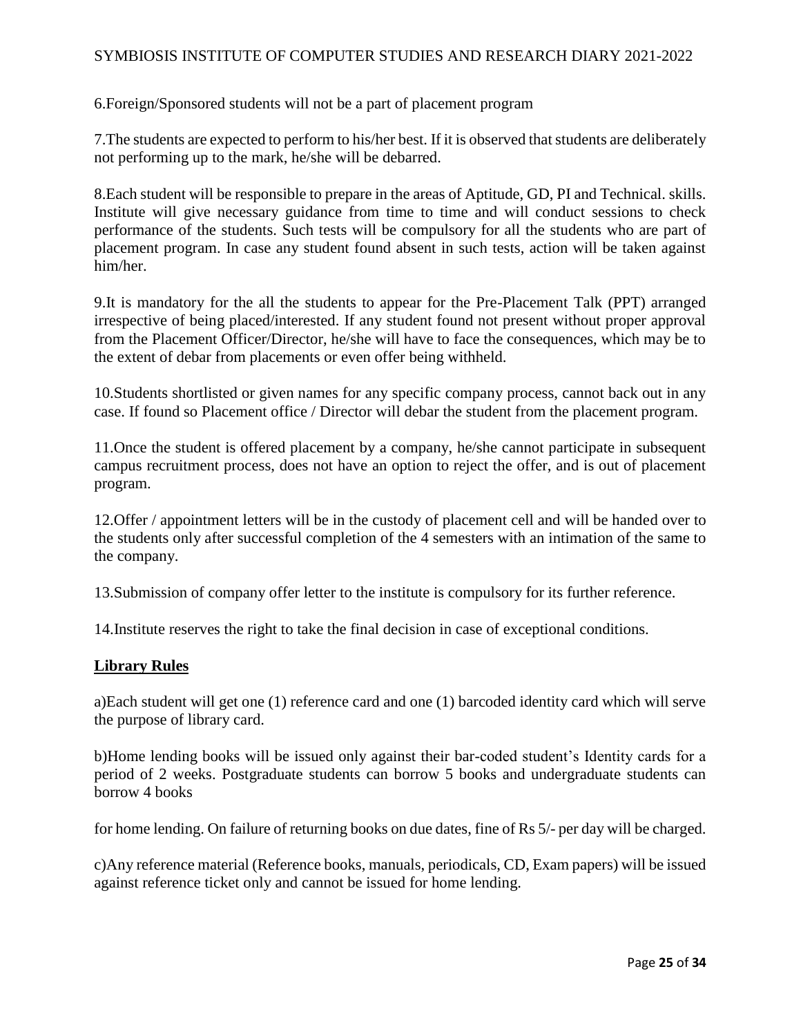6.Foreign/Sponsored students will not be a part of placement program

7.The students are expected to perform to his/her best. If it is observed that students are deliberately not performing up to the mark, he/she will be debarred.

8.Each student will be responsible to prepare in the areas of Aptitude, GD, PI and Technical. skills. Institute will give necessary guidance from time to time and will conduct sessions to check performance of the students. Such tests will be compulsory for all the students who are part of placement program. In case any student found absent in such tests, action will be taken against him/her.

9.It is mandatory for the all the students to appear for the Pre-Placement Talk (PPT) arranged irrespective of being placed/interested. If any student found not present without proper approval from the Placement Officer/Director, he/she will have to face the consequences, which may be to the extent of debar from placements or even offer being withheld.

10.Students shortlisted or given names for any specific company process, cannot back out in any case. If found so Placement office / Director will debar the student from the placement program.

11.Once the student is offered placement by a company, he/she cannot participate in subsequent campus recruitment process, does not have an option to reject the offer, and is out of placement program.

12.Offer / appointment letters will be in the custody of placement cell and will be handed over to the students only after successful completion of the 4 semesters with an intimation of the same to the company.

13.Submission of company offer letter to the institute is compulsory for its further reference.

14.Institute reserves the right to take the final decision in case of exceptional conditions.

## Library Rules

a)Each student will get one (1) reference card and one (1) barcoded identity card which will serve the purpose of library card.

b)Home lending books will be issued only against their bar-coded student's Identity cards for a period of 2 weeks. Postgraduate students can borrow 5 books and undergraduate students can borrow 4 books

for home lending. On failure of returning books on due dates, fine of Rs 5/- per day will be charged.

c)Any reference material (Reference books, manuals, periodicals, CD, Exam papers) will be issued against reference ticket only and cannot be issued for home lending.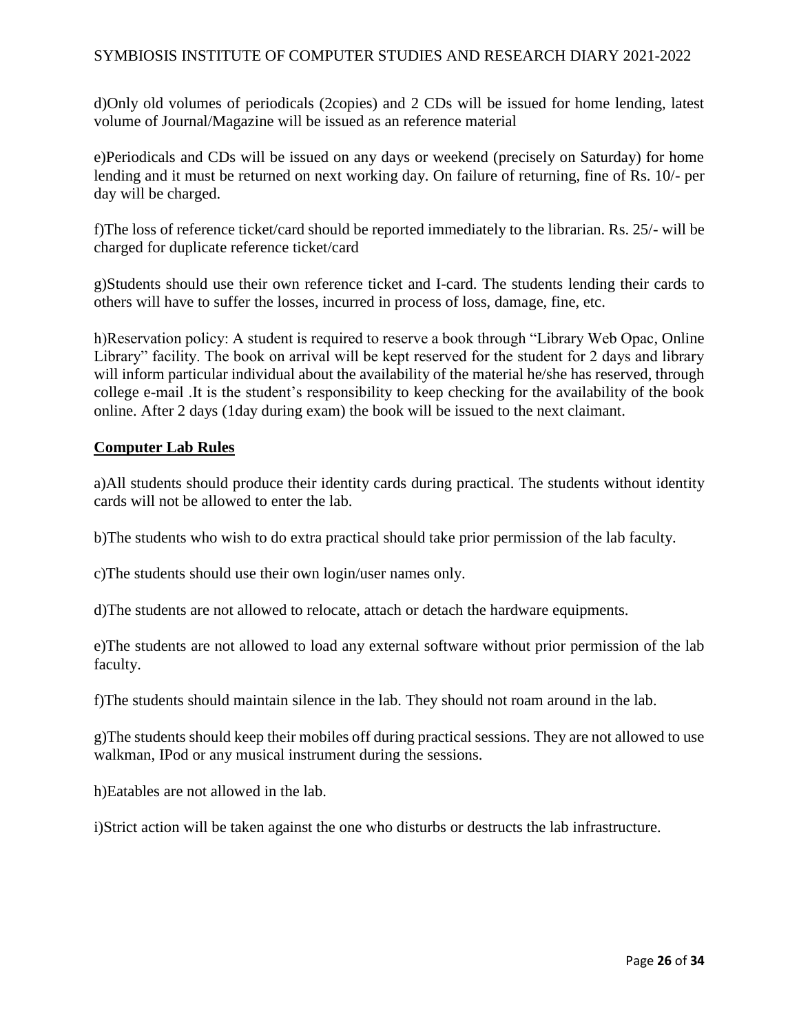d)Only old volumes of periodicals (2copies) and 2 CDs will be issued for home lending, latest volume of Journal/Magazine will be issued as an reference material

e)Periodicals and CDs will be issued on any days or weekend (precisely on Saturday) for home lending and it must be returned on next working day. On failure of returning, fine of Rs. 10/- per day will be charged.

f)The loss of reference ticket/card should be reported immediately to the librarian. Rs. 25/- will be charged for duplicate reference ticket/card

g)Students should use their own reference ticket and I-card. The students lending their cards to others will have to suffer the losses, incurred in process of loss, damage, fine, etc.

h)Reservation policy: A student is required to reserve a book through "Library Web Opac, Online Library" facility. The book on arrival will be kept reserved for the student for 2 days and library will inform particular individual about the availability of the material he/she has reserved, through college e-mail .It is the student's responsibility to keep checking for the availability of the book online. After 2 days (1day during exam) the book will be issued to the next claimant.

## **Computer Lab Rules**

a)All students should produce their identity cards during practical. The students without identity cards will not be allowed to enter the lab.

b)The students who wish to do extra practical should take prior permission of the lab faculty.

c)The students should use their own login/user names only.

d)The students are not allowed to relocate, attach or detach the hardware equipments.

e)The students are not allowed to load any external software without prior permission of the lab faculty.

f)The students should maintain silence in the lab. They should not roam around in the lab.

g)The students should keep their mobiles off during practical sessions. They are not allowed to use walkman, IPod or any musical instrument during the sessions.

h)Eatables are not allowed in the lab.

i)Strict action will be taken against the one who disturbs or destructs the lab infrastructure.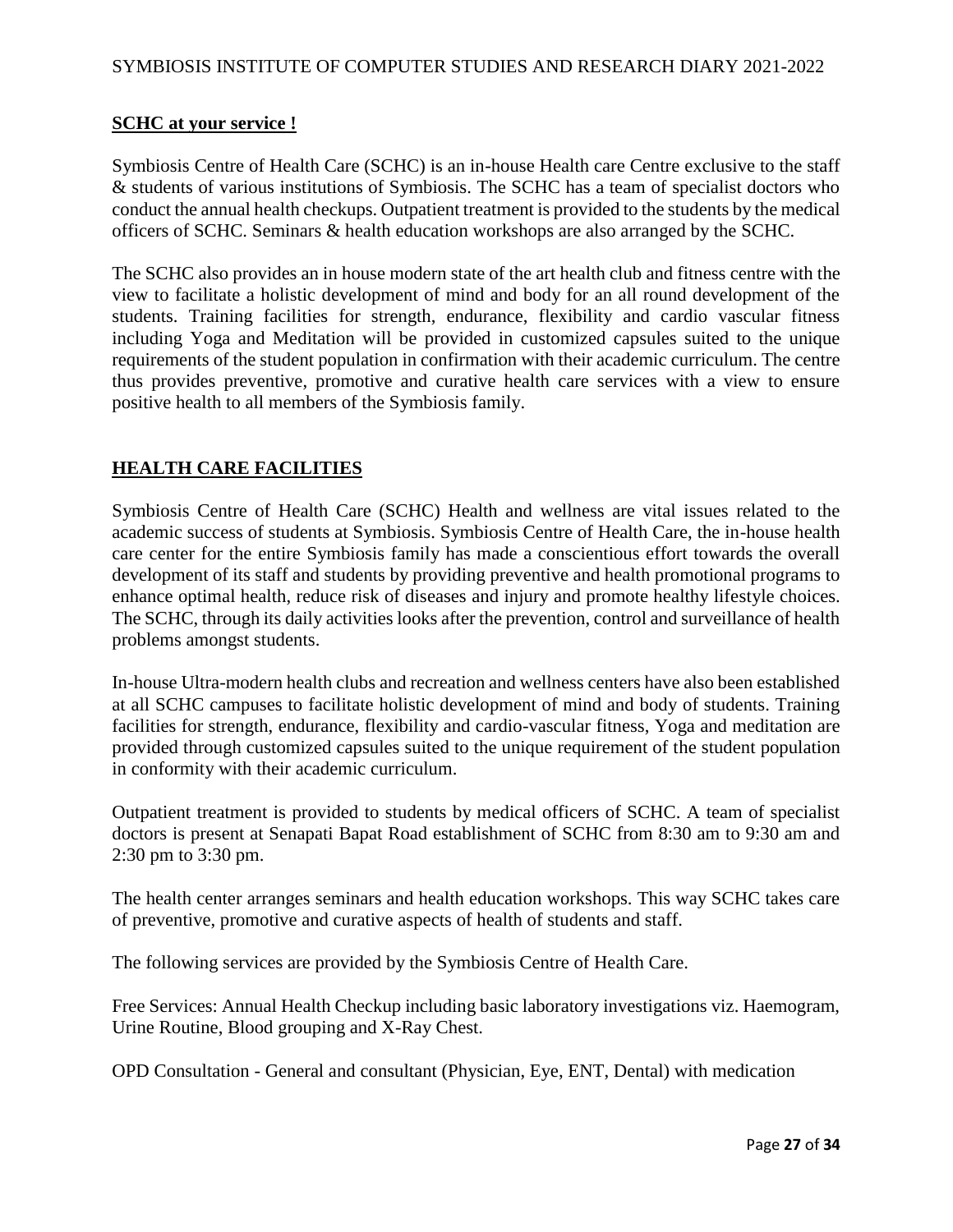## SCHC at your service !

Symbiosis Centre of Health Care (SCHC) is an in-house Health care Centre exclusive to the staff & students of various institutions of Symbiosis. The SCHC has a team of specialist doctors who conduct the annual health checkups. Outpatient treatment is provided to the students by the medical officers of SCHC. Seminars & health education workshops are also arranged by the SCHC.

The SCHC also provides an in house modern state of the art health club and fitness centre with the view to facilitate a holistic development of mind and body for an all round development of the students. Training facilities for strength, endurance, flexibility and cardio vascular fitness including Yoga and Meditation will be provided in customized capsules suited to the unique requirements of the student population in confirmation with their academic curriculum. The centre thus provides preventive, promotive and curative health care services with a view to ensure positive health to all members of the Symbiosis family.

## HEALTH CARE FACILITIES

Symbiosis Centre of Health Care (SCHC) Health and wellness are vital issues related to the academic success of students at Symbiosis. Symbiosis Centre of Health Care, the in-house health care center for the entire Symbiosis family has made a conscientious effort towards the overall development of its staff and students by providing preventive and health promotional programs to enhance optimal health, reduce risk of diseases and injury and promote healthy lifestyle choices. The SCHC, through its daily activities looks after the prevention, control and surveillance of health problems amongst students.

In-house Ultra-modern health clubs and recreation and wellness centers have also been established at all SCHC campuses to facilitate holistic development of mind and body of students. Training facilities for strength, endurance, flexibility and cardio-vascular fitness, Yoga and meditation are provided through customized capsules suited to the unique requirement of the student population in conformity with their academic curriculum.

Outpatient treatment is provided to students by medical officers of SCHC. A team of specialist doctors is present at Senapati Bapat Road establishment of SCHC from 8:30 am to 9:30 am and 2:30 pm to 3:30 pm.

The health center arranges seminars and health education workshops. This way SCHC takes care of preventive, promotive and curative aspects of health of students and staff.

The following services are provided by the Symbiosis Centre of Health Care.

Free Services: Annual Health Checkup including basic laboratory investigations viz. Haemogram, Urine Routine, Blood grouping and X-Ray Chest.

OPD Consultation - General and consultant (Physician, Eye, ENT, Dental) with medication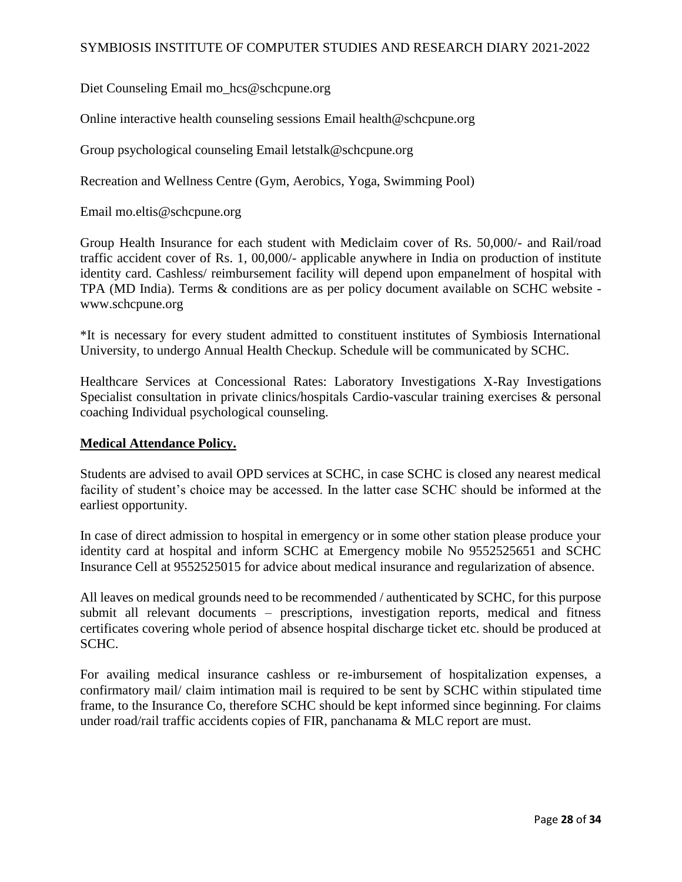Diet Counseling Email mo_hcs@schcpune.org

Online interactive health counseling sessions Email health@schcpune.org

Group psychological counseling Email letstalk@schcpune.org

Recreation and Wellness Centre (Gym, Aerobics, Yoga, Swimming Pool)

Email mo.eltis@schcpune.org

Group Health Insurance for each student with Mediclaim cover of Rs. 50,000/- and Rail/road traffic accident cover of Rs. 1, 00,000/- applicable anywhere in India on production of institute identity card. Cashless/ reimbursement facility will depend upon empanelment of hospital with TPA (MD India). Terms & conditions are as per policy document available on SCHC website - www.schcpune.org

*It is necessary for every student admitted to constituent institutes of Symbiosis International University, to undergo Annual Health Checkup. Schedule will be communicated by SCHC.

Healthcare Services at Concessional Rates: Laboratory Investigations X-Ray Investigations Specialist consultation in private clinics/hospitals Cardio-vascular training exercises & personal coaching Individual psychological counseling.

**Medical Attendance Policy.**

Students are advised to avail OPD services at SCHC, in case SCHC is closed any nearest medical facility of student's choice may be accessed. In the latter case SCHC should be informed at the earliest opportunity.

In case of direct admission to hospital in emergency or in some other station please produce your identity card at hospital and inform SCHC at Emergency mobile No 9552525651 and SCHC Insurance Cell at 9552525015 for advice about medical insurance and regularization of absence.

All leaves on medical grounds need to be recommended / authenticated by SCHC, for this purpose submit all relevant documents – prescriptions, investigation reports, medical and fitness certificates covering whole period of absence hospital discharge ticket etc. should be produced at SCHC.

For availing medical insurance cashless or re-imbursement of hospitalization expenses, a confirmatory mail/ claim intimation mail is required to be sent by SCHC within stipulated time frame, to the Insurance Co, therefore SCHC should be kept informed since beginning. For claims under road/rail traffic accidents copies of FIR, panchanama & MLC report are must.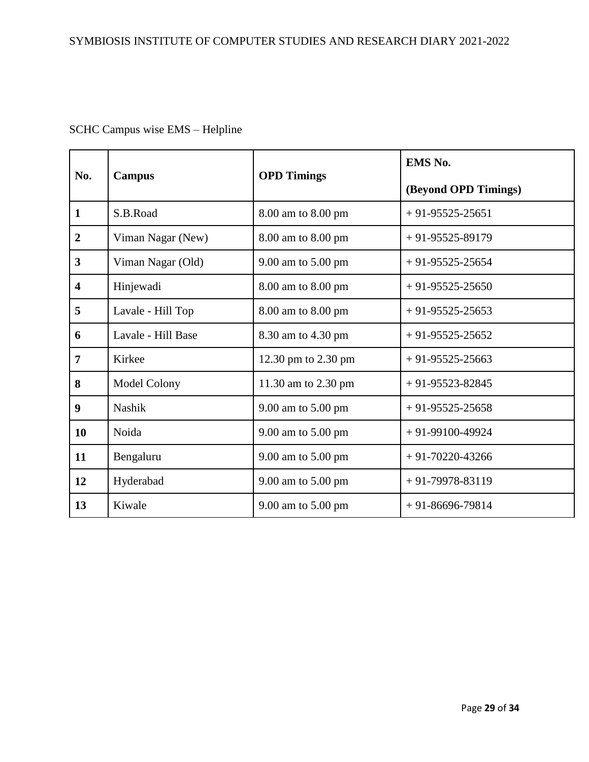SCHC Campus wise EMS – Helpline

| No. | Campus | OPD Timings | EMS No. (Beyond OPD Timings) |
|---|---|---|---|
| 1 | S.B.Road | 8.00 am to 8.00 pm | + 91-95525-25651 |
| 2 | Viman Nagar (New) | 8.00 am to 8.00 pm | + 91-95525-89179 |
| 3 | Viman Nagar (Old) | 9.00 am to 5.00 pm | + 91-95525-25654 |
| 4 | Hinjewadi | 8.00 am to 8.00 pm | + 91-95525-25650 |
| 5 | Lavale - Hill Top | 8.00 am to 8.00 pm | + 91-95525-25653 |
| 6 | Lavale - Hill Base | 8.30 am to 4.30 pm | + 91-95525-25652 |
| 7 | Kirkee | 12.30 pm to 2.30 pm | + 91-95525-25663 |
| 8 | Model Colony | 11.30 am to 2.30 pm | + 91-95523-82845 |
| 9 | Nashik | 9.00 am to 5.00 pm | + 91-95525-25658 |
| 10 | Noida | 9.00 am to 5.00 pm | + 91-99100-49924 |
| 11 | Bengaluru | 9.00 am to 5.00 pm | + 91-70220-43266 |
| 12 | Hyderabad | 9.00 am to 5.00 pm | + 91-79978-83119 |
| 13 | Kiwale | 9.00 am to 5.00 pm | + 91-86696-79814 |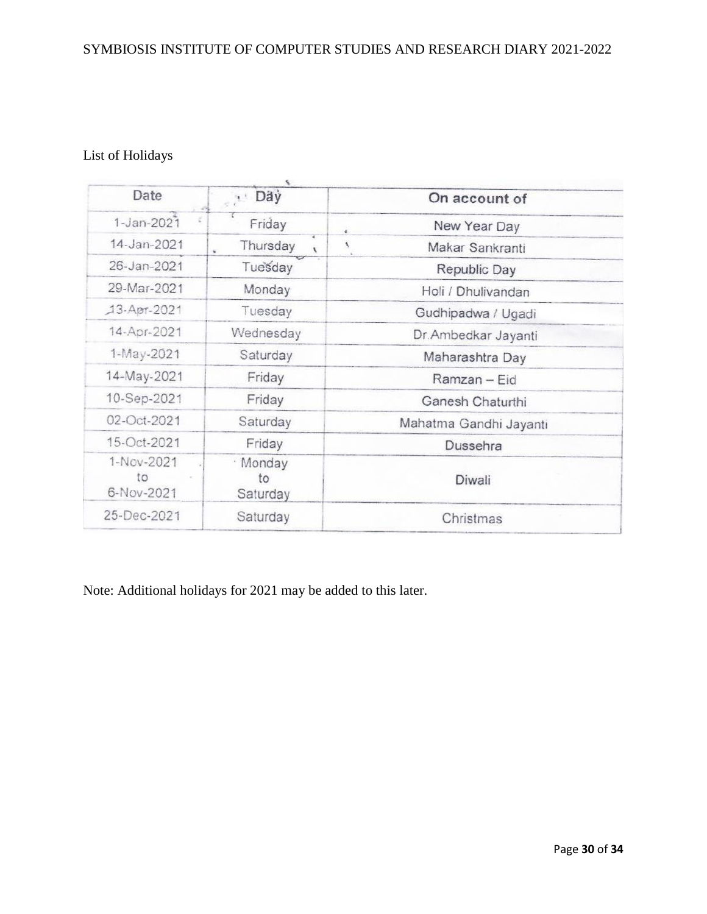List of Holidays

| Date | Day | On account of |
| --- | --- | --- |
| 1-Jan-2021 | Friday | New Year Day |
| 14-Jan-2021 | Thursday | Makar Sankranti |
| 26-Jan-2021 | Tuesday | Republic Day |
| 29-Mar-2021 | Monday | Holi / Dhulivandan |
| 13-Apr-2021 | Tuesday | Gudhipadwa / Ugadi |
| 14-Apr-2021 | Wednesday | Dr.Ambedkar Jayanti |
| 1-May-2021 | Saturday | Maharashtra Day |
| 14-May-2021 | Friday | Ramzan – Eid |
| 10-Sep-2021 | Friday | Ganesh Chaturthi |
| 02-Oct-2021 | Saturday | Mahatma Gandhi Jayanti |
| 15-Oct-2021 | Friday | Dussehra |
| 1-Nov-2021 to 6-Nov-2021 | Monday to Saturday | Diwali |
| 25-Dec-2021 | Saturday | Christmas |

Note: Additional holidays for 2021 may be added to this later.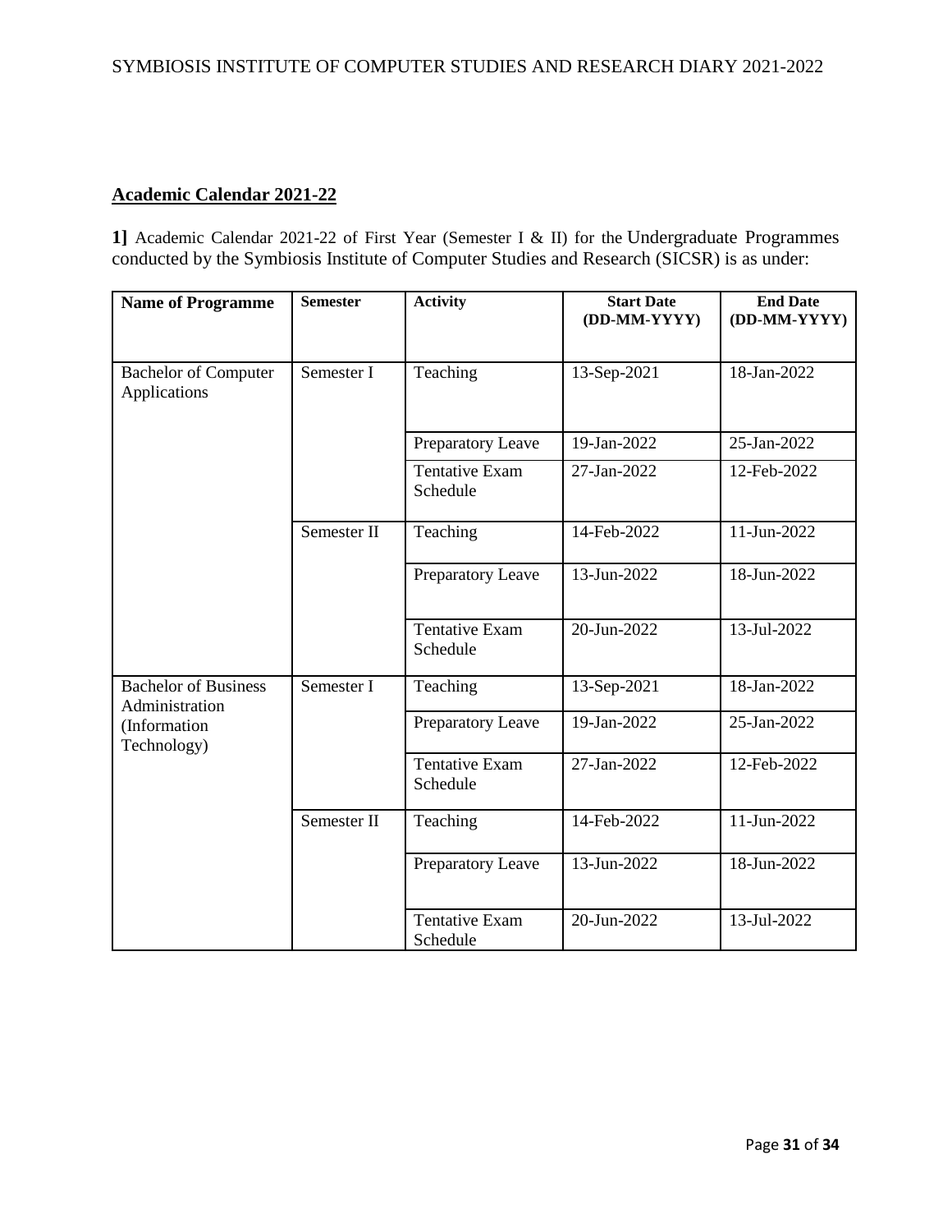## Academic Calendar 2021-22

**1]** Academic Calendar 2021-22 of First Year (Semester I & II) for the Undergraduate Programmes conducted by the Symbiosis Institute of Computer Studies and Research (SICSR) is as under:

| Name of Programme | Semester | Activity | Start Date (DD-MM-YYYY) | End Date (DD-MM-YYYY) |
|---|---|---|---|---|
| Bachelor of Computer Applications | Semester I | Teaching | 13-Sep-2021 | 18-Jan-2022 |
| | | Preparatory Leave | 19-Jan-2022 | 25-Jan-2022 |
| | | Tentative Exam Schedule | 27-Jan-2022 | 12-Feb-2022 |
| | Semester II | Teaching | 14-Feb-2022 | 11-Jun-2022 |
| | | Preparatory Leave | 13-Jun-2022 | 18-Jun-2022 |
| | | Tentative Exam Schedule | 20-Jun-2022 | 13-Jul-2022 |
| Bachelor of Business Administration (Information Technology) | Semester I | Teaching | 13-Sep-2021 | 18-Jan-2022 |
| | | Preparatory Leave | 19-Jan-2022 | 25-Jan-2022 |
| | | Tentative Exam Schedule | 27-Jan-2022 | 12-Feb-2022 |
| | Semester II | Teaching | 14-Feb-2022 | 11-Jun-2022 |
| | | Preparatory Leave | 13-Jun-2022 | 18-Jun-2022 |
| | | Tentative Exam Schedule | 20-Jun-2022 | 13-Jul-2022 |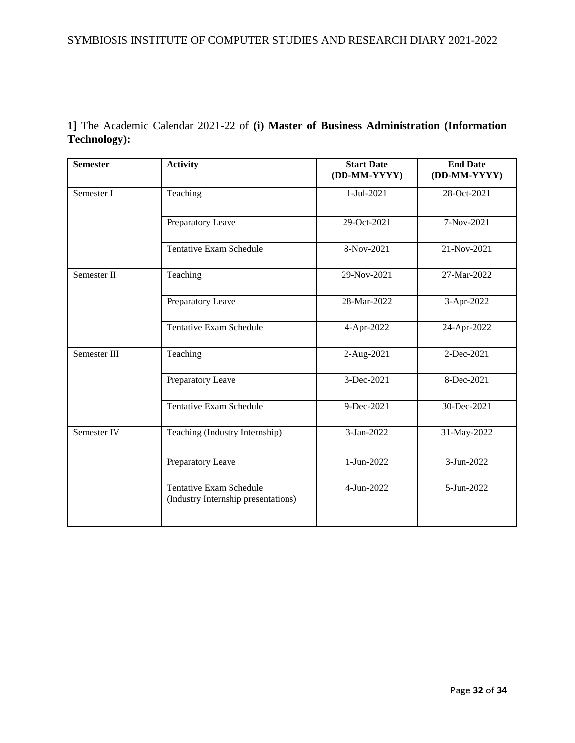**1]** The Academic Calendar 2021-22 of **(i) Master of Business Administration (Information Technology):**

| **Semester** | **Activity** | **Start Date (DD-MM-YYYY)** | **End Date (DD-MM-YYYY)** |
|---|---|---|---|
| Semester I | Teaching | 1-Jul-2021 | 28-Oct-2021 |
| | Preparatory Leave | 29-Oct-2021 | 7-Nov-2021 |
| | Tentative Exam Schedule | 8-Nov-2021 | 21-Nov-2021 |
| Semester II | Teaching | 29-Nov-2021 | 27-Mar-2022 |
| | Preparatory Leave | 28-Mar-2022 | 3-Apr-2022 |
| | Tentative Exam Schedule | 4-Apr-2022 | 24-Apr-2022 |
| Semester III | Teaching | 2-Aug-2021 | 2-Dec-2021 |
| | Preparatory Leave | 3-Dec-2021 | 8-Dec-2021 |
| | Tentative Exam Schedule | 9-Dec-2021 | 30-Dec-2021 |
| Semester IV | Teaching (Industry Internship) | 3-Jan-2022 | 31-May-2022 |
| | Preparatory Leave | 1-Jun-2022 | 3-Jun-2022 |
| | Tentative Exam Schedule (Industry Internship presentations) | 4-Jun-2022 | 5-Jun-2022 |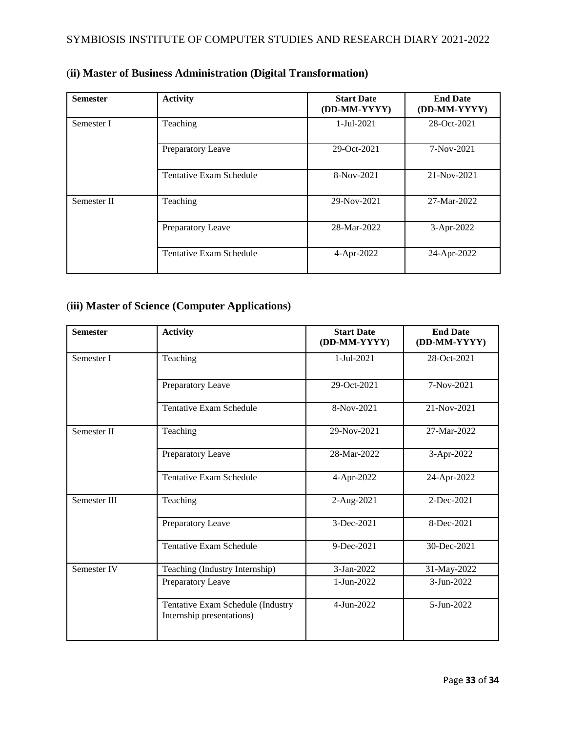## (ii) Master of Business Administration (Digital Transformation)

| Semester | Activity | Start Date (DD-MM-YYYY) | End Date (DD-MM-YYYY) |
|---|---|---|---|
| Semester I | Teaching | 1-Jul-2021 | 28-Oct-2021 |
| | Preparatory Leave | 29-Oct-2021 | 7-Nov-2021 |
| | Tentative Exam Schedule | 8-Nov-2021 | 21-Nov-2021 |
| Semester II | Teaching | 29-Nov-2021 | 27-Mar-2022 |
| | Preparatory Leave | 28-Mar-2022 | 3-Apr-2022 |
| | Tentative Exam Schedule | 4-Apr-2022 | 24-Apr-2022 |

## (iii) Master of Science (Computer Applications)

| Semester | Activity | Start Date (DD-MM-YYYY) | End Date (DD-MM-YYYY) |
|---|---|---|---|
| Semester I | Teaching | 1-Jul-2021 | 28-Oct-2021 |
| | Preparatory Leave | 29-Oct-2021 | 7-Nov-2021 |
| | Tentative Exam Schedule | 8-Nov-2021 | 21-Nov-2021 |
| Semester II | Teaching | 29-Nov-2021 | 27-Mar-2022 |
| | Preparatory Leave | 28-Mar-2022 | 3-Apr-2022 |
| | Tentative Exam Schedule | 4-Apr-2022 | 24-Apr-2022 |
| Semester III | Teaching | 2-Aug-2021 | 2-Dec-2021 |
| | Preparatory Leave | 3-Dec-2021 | 8-Dec-2021 |
| | Tentative Exam Schedule | 9-Dec-2021 | 30-Dec-2021 |
| Semester IV | Teaching (Industry Internship) | 3-Jan-2022 | 31-May-2022 |
| | Preparatory Leave | 1-Jun-2022 | 3-Jun-2022 |
| | Tentative Exam Schedule (Industry Internship presentations) | 4-Jun-2022 | 5-Jun-2022 |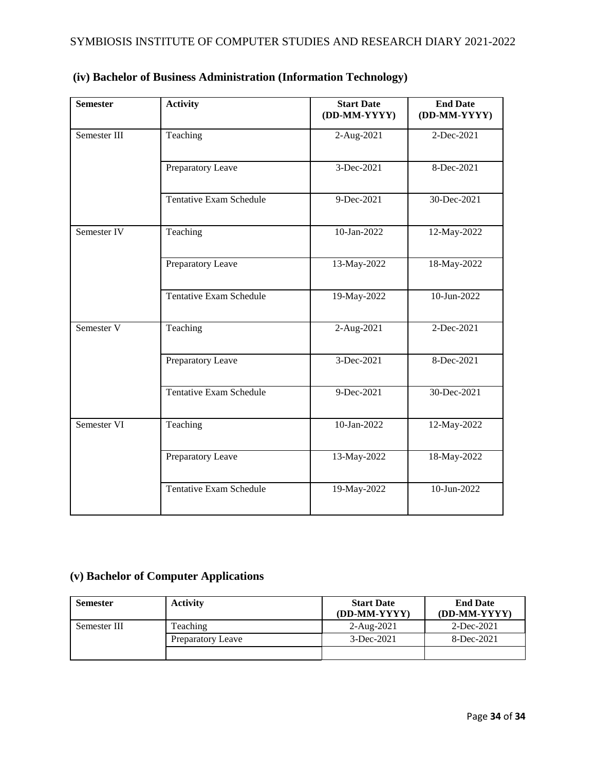## (iv) Bachelor of Business Administration (Information Technology)

| Semester | Activity | Start Date (DD-MM-YYYY) | End Date (DD-MM-YYYY) |
|---|---|---|---|
| Semester III | Teaching | 2-Aug-2021 | 2-Dec-2021 |
| | Preparatory Leave | 3-Dec-2021 | 8-Dec-2021 |
| | Tentative Exam Schedule | 9-Dec-2021 | 30-Dec-2021 |
| Semester IV | Teaching | 10-Jan-2022 | 12-May-2022 |
| | Preparatory Leave | 13-May-2022 | 18-May-2022 |
| | Tentative Exam Schedule | 19-May-2022 | 10-Jun-2022 |
| Semester V | Teaching | 2-Aug-2021 | 2-Dec-2021 |
| | Preparatory Leave | 3-Dec-2021 | 8-Dec-2021 |
| | Tentative Exam Schedule | 9-Dec-2021 | 30-Dec-2021 |
| Semester VI | Teaching | 10-Jan-2022 | 12-May-2022 |
| | Preparatory Leave | 13-May-2022 | 18-May-2022 |
| | Tentative Exam Schedule | 19-May-2022 | 10-Jun-2022 |

## (v) Bachelor of Computer Applications

| Semester | Activity | Start Date (DD-MM-YYYY) | End Date (DD-MM-YYYY) |
|---|---|---|---|
| Semester III | Teaching | 2-Aug-2021 | 2-Dec-2021 |
| | Preparatory Leave | 3-Dec-2021 | 8-Dec-2021 |
| | | | |